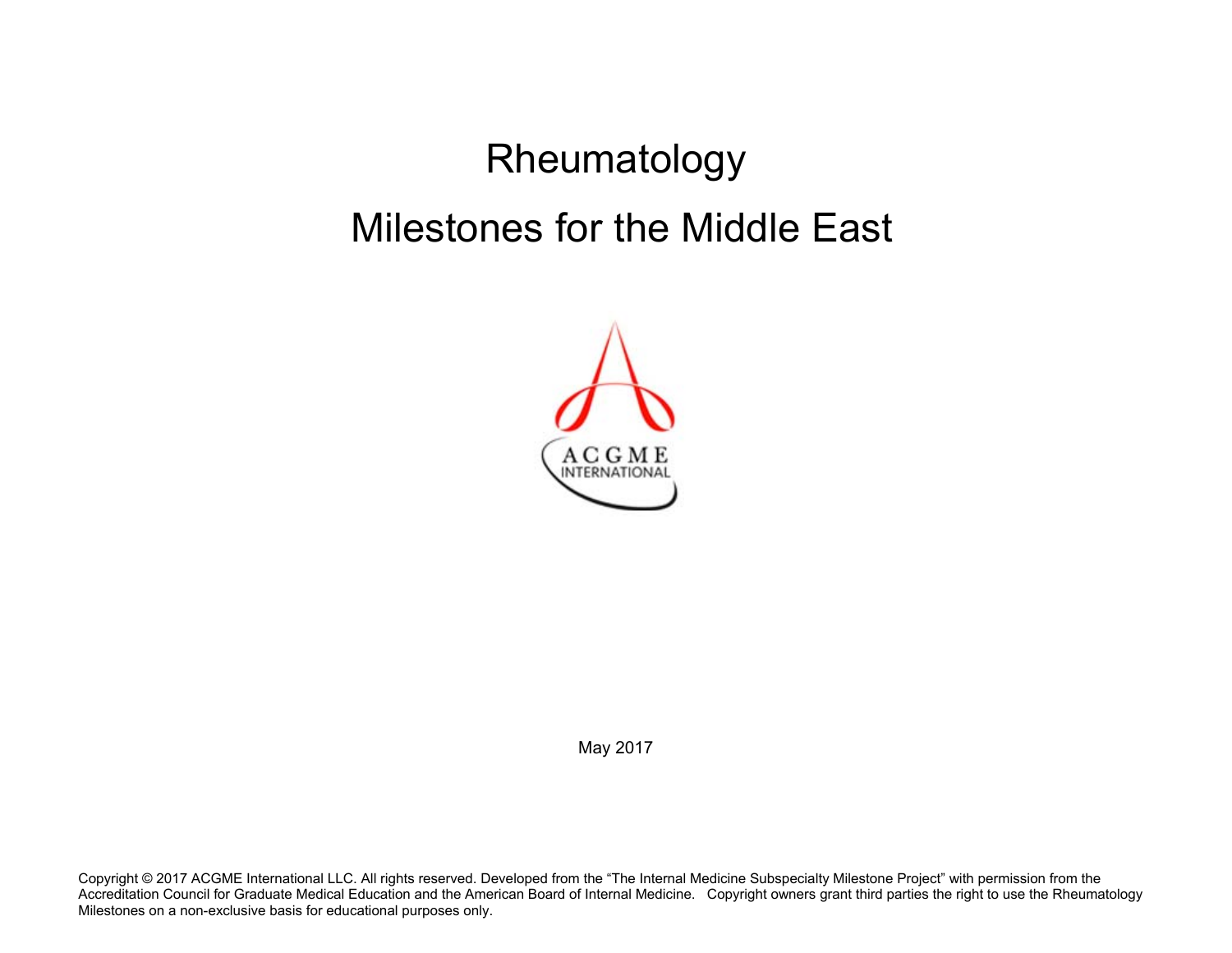# Rheumatology

# Milestones for the Middle East

ACGME INTERNATIONAL

May 2017

Copyright © 2017 ACGME International LLC. All rights reserved. Developed from the "The Internal Medicine Subspecialty Milestone Project" with permission from the Accreditation Council for Graduate Medical Education and the American Board of Internal Medicine. Copyright owners grant third parties the right to use the Rheumatology Milestones on a non-exclusive basis for educational purposes only.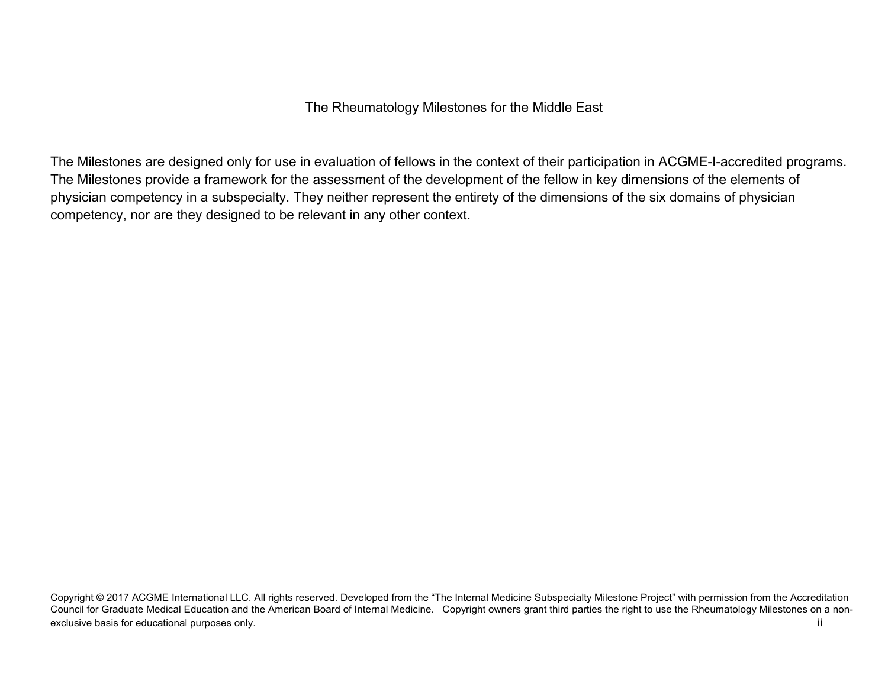The Rheumatology Milestones for the Middle East

The Milestones are designed only for use in evaluation of fellows in the context of their participation in ACGME-I-accredited programs. The Milestones provide a framework for the assessment of the development of the fellow in key dimensions of the elements of physician competency in a subspecialty. They neither represent the entirety of the dimensions of the six domains of physician competency, nor are they designed to be relevant in any other context.

Copyright © 2017 ACGME International LLC. All rights reserved. Developed from the "The Internal Medicine Subspecialty Milestone Project" with permission from the Accreditation Council for Graduate Medical Education and the American Board of Internal Medicine. Copyright owners grant third parties the right to use the Rheumatology Milestones on a non-exclusive basis for educational purposes only.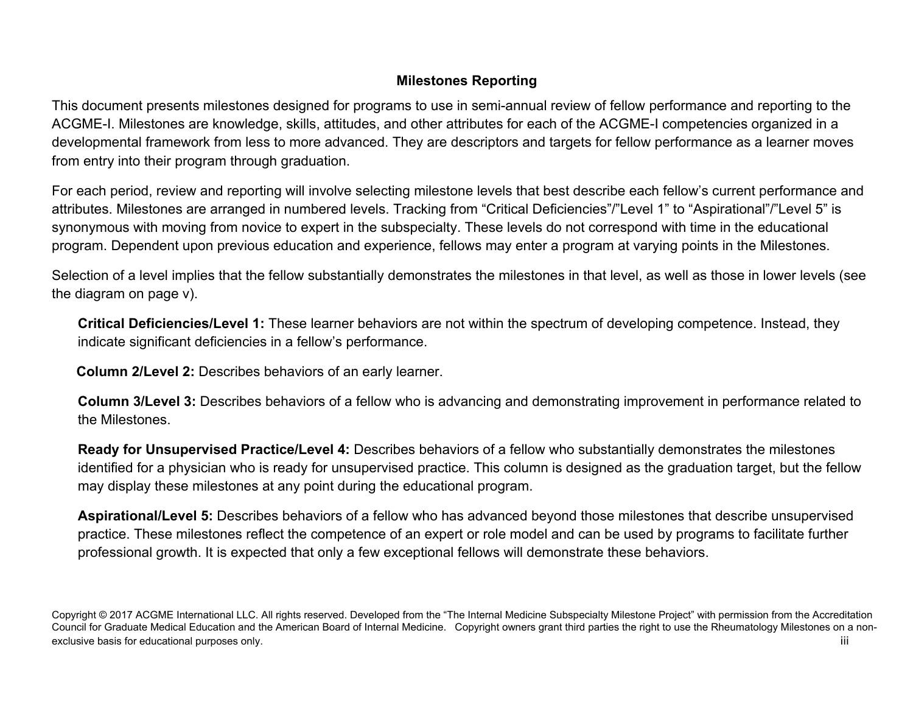## Milestones Reporting

This document presents milestones designed for programs to use in semi-annual review of fellow performance and reporting to the ACGME-I. Milestones are knowledge, skills, attitudes, and other attributes for each of the ACGME-I competencies organized in a developmental framework from less to more advanced. They are descriptors and targets for fellow performance as a learner moves from entry into their program through graduation.

For each period, review and reporting will involve selecting milestone levels that best describe each fellow's current performance and attributes. Milestones are arranged in numbered levels. Tracking from "Critical Deficiencies"/"Level 1" to "Aspirational"/"Level 5" is synonymous with moving from novice to expert in the subspecialty. These levels do not correspond with time in the educational program. Dependent upon previous education and experience, fellows may enter a program at varying points in the Milestones.

Selection of a level implies that the fellow substantially demonstrates the milestones in that level, as well as those in lower levels (see the diagram on page v).

**Critical Deficiencies/Level 1:** These learner behaviors are not within the spectrum of developing competence. Instead, they indicate significant deficiencies in a fellow's performance.

**Column 2/Level 2:** Describes behaviors of an early learner.

**Column 3/Level 3:** Describes behaviors of a fellow who is advancing and demonstrating improvement in performance related to the Milestones.

**Ready for Unsupervised Practice/Level 4:** Describes behaviors of a fellow who substantially demonstrates the milestones identified for a physician who is ready for unsupervised practice. This column is designed as the graduation target, but the fellow may display these milestones at any point during the educational program.

**Aspirational/Level 5:** Describes behaviors of a fellow who has advanced beyond those milestones that describe unsupervised practice. These milestones reflect the competence of an expert or role model and can be used by programs to facilitate further professional growth. It is expected that only a few exceptional fellows will demonstrate these behaviors.

Copyright © 2017 ACGME International LLC. All rights reserved. Developed from the "The Internal Medicine Subspecialty Milestone Project" with permission from the Accreditation Council for Graduate Medical Education and the American Board of Internal Medicine. Copyright owners grant third parties the right to use the Rheumatology Milestones on a non-exclusive basis for educational purposes only.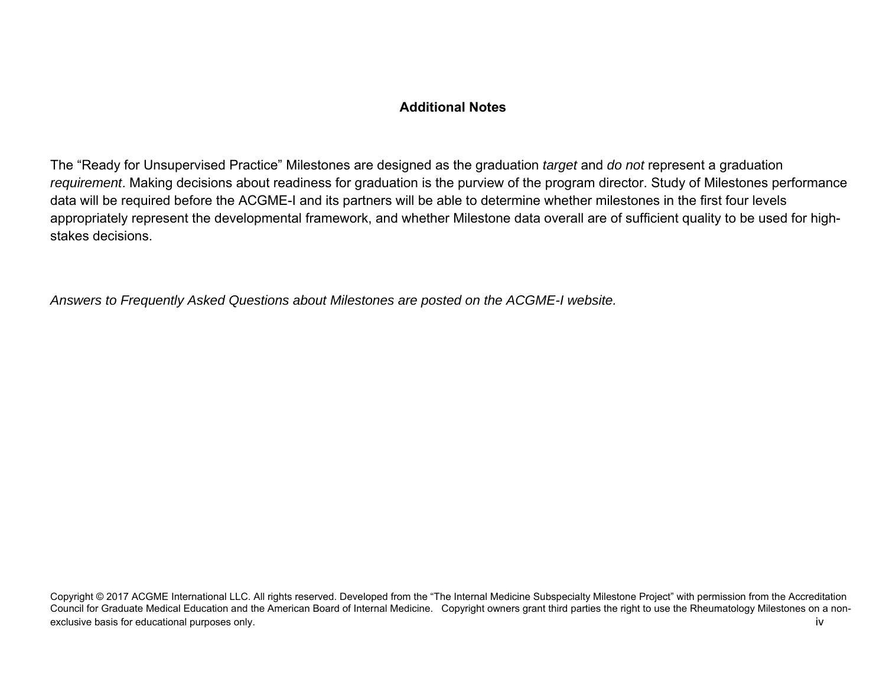## Additional Notes

The “Ready for Unsupervised Practice” Milestones are designed as the graduation *target* and *do not* represent a graduation *requirement*. Making decisions about readiness for graduation is the purview of the program director. Study of Milestones performance data will be required before the ACGME-I and its partners will be able to determine whether milestones in the first four levels appropriately represent the developmental framework, and whether Milestone data overall are of sufficient quality to be used for high-stakes decisions.

*Answers to Frequently Asked Questions about Milestones are posted on the ACGME-I website.*

Copyright © 2017 ACGME International LLC. All rights reserved. Developed from the “The Internal Medicine Subspecialty Milestone Project” with permission from the Accreditation Council for Graduate Medical Education and the American Board of Internal Medicine. Copyright owners grant third parties the right to use the Rheumatology Milestones on a non-exclusive basis for educational purposes only.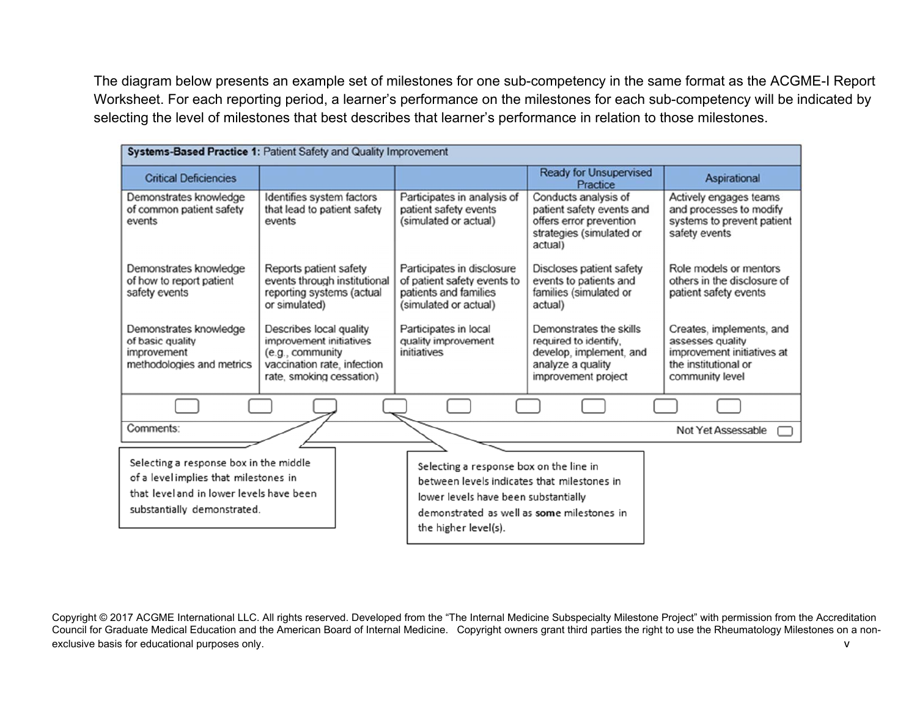The diagram below presents an example set of milestones for one sub-competency in the same format as the ACGME-I Report Worksheet. For each reporting period, a learner's performance on the milestones for each sub-competency will be indicated by selecting the level of milestones that best describes that learner's performance in relation to those milestones.

**Systems-Based Practice 1:** Patient Safety and Quality Improvement

| Critical Deficiencies | | | Ready for Unsupervised Practice | Aspirational |
|---|---|---|---|---|
| Demonstrates knowledge of common patient safety events | Identifies system factors that lead to patient safety events | Participates in analysis of patient safety events (simulated or actual) | Conducts analysis of patient safety events and offers error prevention strategies (simulated or actual) | Actively engages teams and processes to modify systems to prevent patient safety events |
| Demonstrates knowledge of how to report patient safety events | Reports patient safety events through institutional reporting systems (actual or simulated) | Participates in disclosure of patient safety events to patients and families (simulated or actual) | Discloses patient safety events to patients and families (simulated or actual) | Role models or mentors others in the disclosure of patient safety events |
| Demonstrates knowledge of basic quality improvement methodologies and metrics | Describes local quality improvement initiatives (e.g., community vaccination rate, infection rate, smoking cessation) | Participates in local quality improvement initiatives | Demonstrates the skills required to identify, develop, implement, and analyze a quality improvement project | Creates, implements, and assesses quality improvement initiatives at the institutional or community level |

Comments:

Not Yet Assessable

Selecting a response box in the middle of a level implies that milestones in that level and in lower levels have been substantially demonstrated.

Selecting a response box on the line in between levels indicates that milestones in lower levels have been substantially demonstrated as well as **some** milestones in the higher level(s).

Copyright © 2017 ACGME International LLC. All rights reserved. Developed from the "The Internal Medicine Subspecialty Milestone Project" with permission from the Accreditation Council for Graduate Medical Education and the American Board of Internal Medicine. Copyright owners grant third parties the right to use the Rheumatology Milestones on a non-exclusive basis for educational purposes only.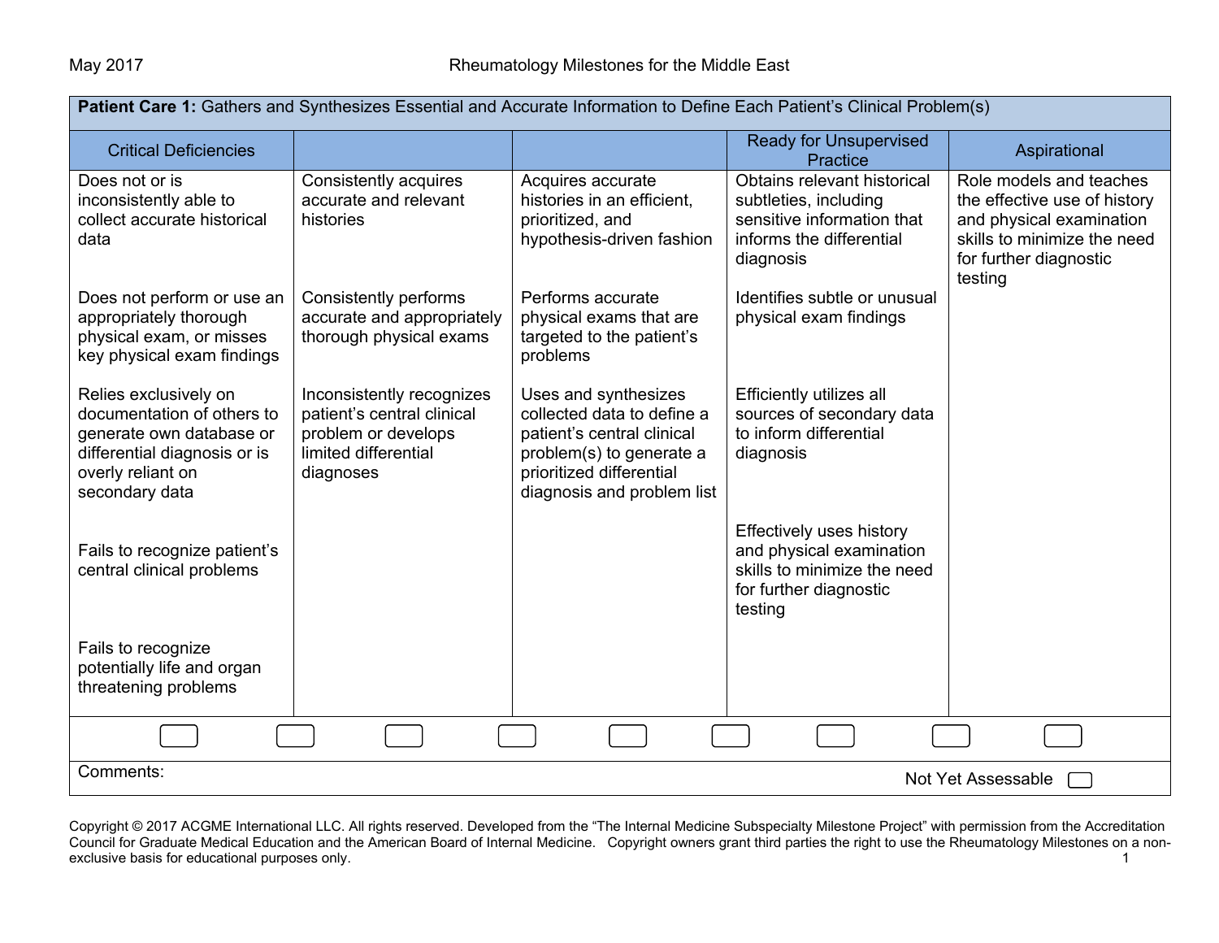**Patient Care 1:** Gathers and Synthesizes Essential and Accurate Information to Define Each Patient's Clinical Problem(s)

| Critical Deficiencies | | | Ready for Unsupervised Practice | Aspirational |
|---|---|---|---|---|
| Does not or is inconsistently able to collect accurate historical data | Consistently acquires accurate and relevant histories | Acquires accurate histories in an efficient, prioritized, and hypothesis-driven fashion | Obtains relevant historical subtleties, including sensitive information that informs the differential diagnosis | Role models and teaches the effective use of history and physical examination skills to minimize the need for further diagnostic testing |
| Does not perform or use an appropriately thorough physical exam, or misses key physical exam findings | Consistently performs accurate and appropriately thorough physical exams | Performs accurate physical exams that are targeted to the patient's problems | Identifies subtle or unusual physical exam findings | |
| Relies exclusively on documentation of others to generate own database or differential diagnosis or is overly reliant on secondary data | Inconsistently recognizes patient's central clinical problem or develops limited differential diagnoses | Uses and synthesizes collected data to define a patient's central clinical problem(s) to generate a prioritized differential diagnosis and problem list | Efficiently utilizes all sources of secondary data to inform differential diagnosis | |
| Fails to recognize patient's central clinical problems | | | Effectively uses history and physical examination skills to minimize the need for further diagnostic testing | |
| Fails to recognize potentially life and organ threatening problems | | | | |

Comments:

Not Yet Assessable

Copyright © 2017 ACGME International LLC. All rights reserved. Developed from the "The Internal Medicine Subspecialty Milestone Project" with permission from the Accreditation Council for Graduate Medical Education and the American Board of Internal Medicine. Copyright owners grant third parties the right to use the Rheumatology Milestones on a non-exclusive basis for educational purposes only.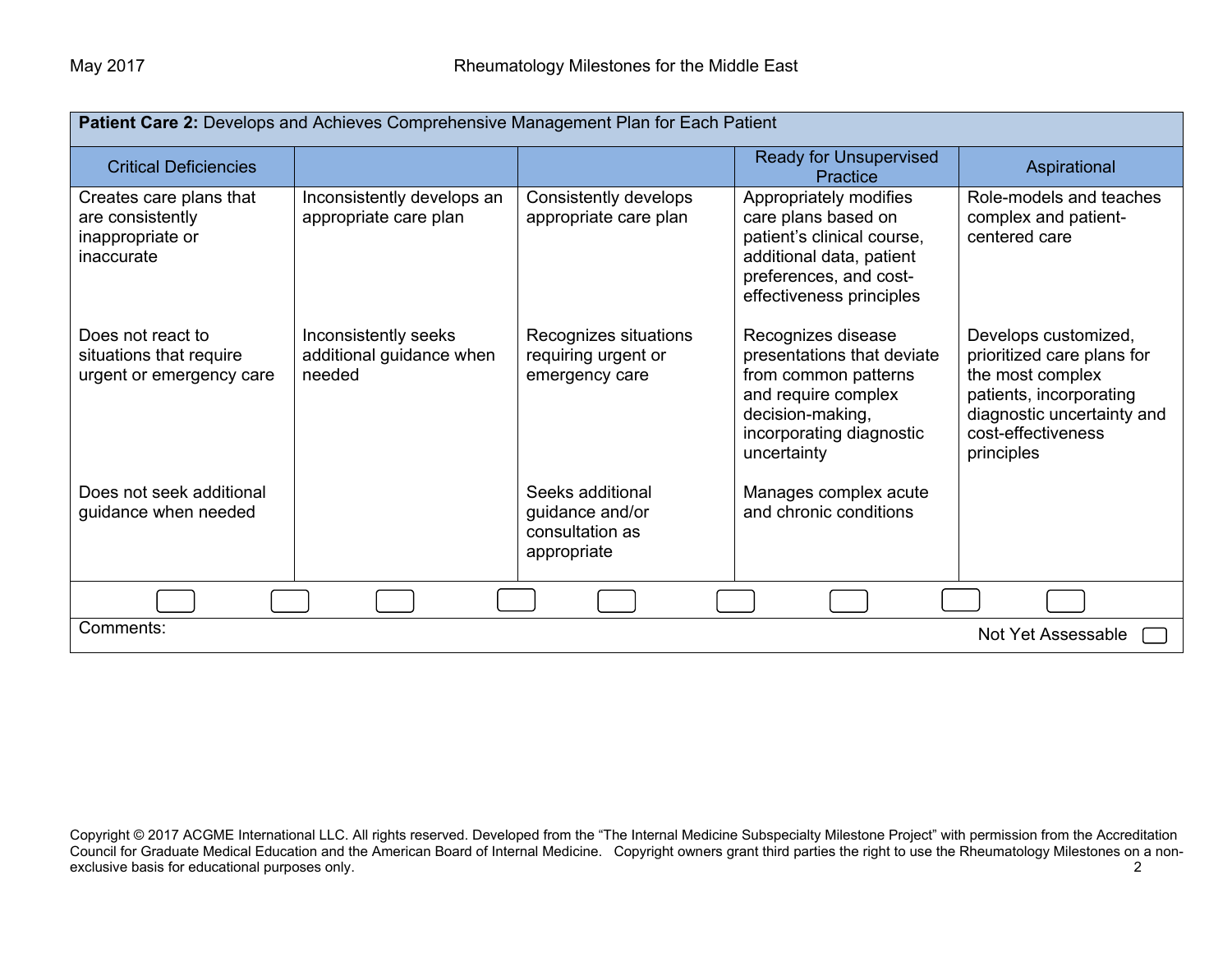| **Patient Care 2:** Develops and Achieves Comprehensive Management Plan for Each Patient | | | | |
|---|---|---|---|---|
| Critical Deficiencies | | | Ready for Unsupervised Practice | Aspirational |
| Creates care plans that are consistently inappropriate or inaccurate | Inconsistently develops an appropriate care plan | Consistently develops appropriate care plan | Appropriately modifies care plans based on patient's clinical course, additional data, patient preferences, and cost-effectiveness principles | Role-models and teaches complex and patient-centered care |
| Does not react to situations that require urgent or emergency care | Inconsistently seeks additional guidance when needed | Recognizes situations requiring urgent or emergency care | Recognizes disease presentations that deviate from common patterns and require complex decision-making, incorporating diagnostic uncertainty | Develops customized, prioritized care plans for the most complex patients, incorporating diagnostic uncertainty and cost-effectiveness principles |
| Does not seek additional guidance when needed | | Seeks additional guidance and/or consultation as appropriate | Manages complex acute and chronic conditions | |

Comments:

Not Yet Assessable ☐

Copyright © 2017 ACGME International LLC. All rights reserved. Developed from the "The Internal Medicine Subspecialty Milestone Project" with permission from the Accreditation Council for Graduate Medical Education and the American Board of Internal Medicine. Copyright owners grant third parties the right to use the Rheumatology Milestones on a non-exclusive basis for educational purposes only.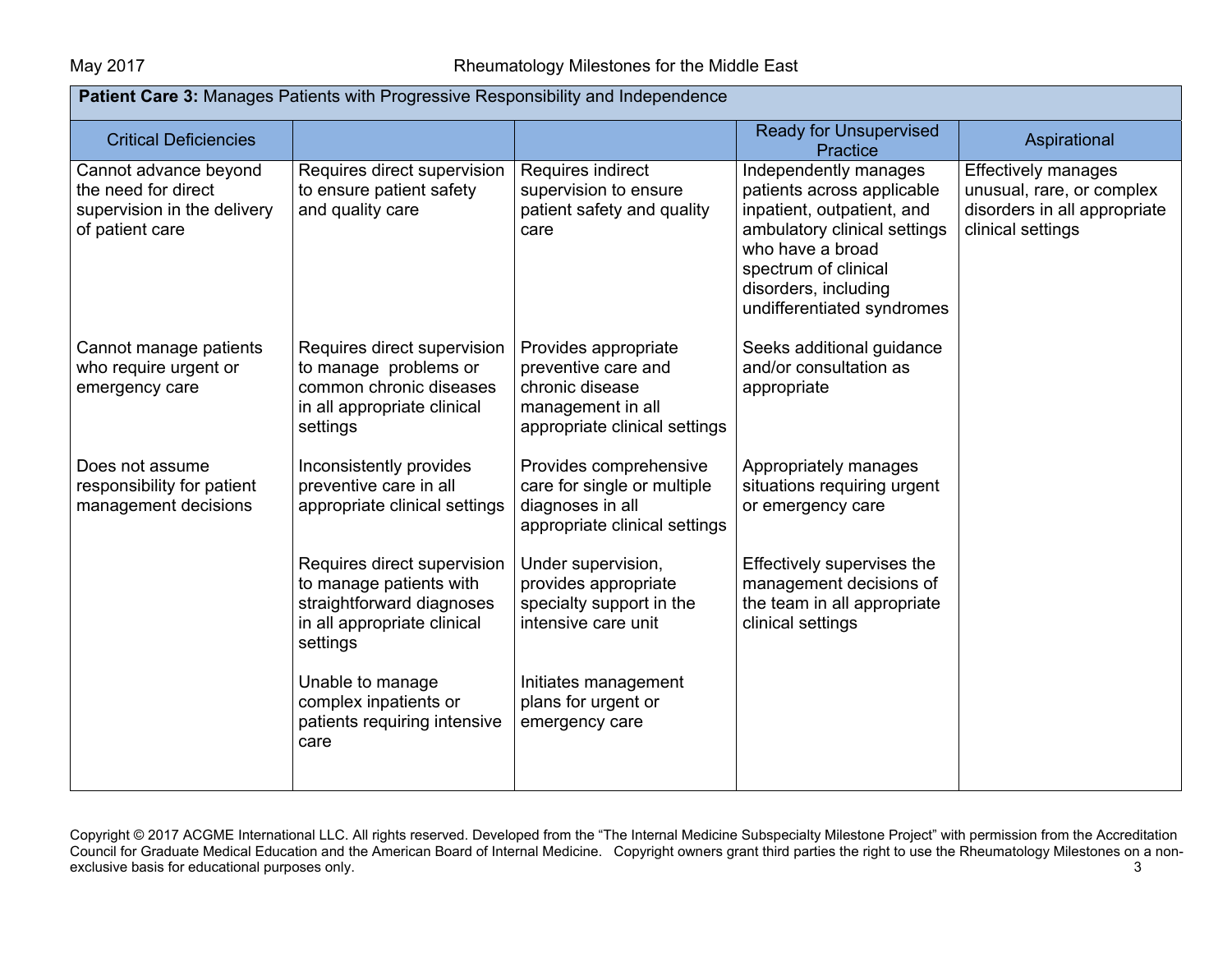| **Patient Care 3:** Manages Patients with Progressive Responsibility and Independence | | | | |
|---|---|---|---|---|
| Critical Deficiencies | | | Ready for Unsupervised Practice | Aspirational |
| Cannot advance beyond the need for direct supervision in the delivery of patient care | Requires direct supervision to ensure patient safety and quality care | Requires indirect supervision to ensure patient safety and quality care | Independently manages patients across applicable inpatient, outpatient, and ambulatory clinical settings who have a broad spectrum of clinical disorders, including undifferentiated syndromes | Effectively manages unusual, rare, or complex disorders in all appropriate clinical settings |
| Cannot manage patients who require urgent or emergency care | Requires direct supervision to manage problems or common chronic diseases in all appropriate clinical settings | Provides appropriate preventive care and chronic disease management in all appropriate clinical settings | Seeks additional guidance and/or consultation as appropriate | |
| Does not assume responsibility for patient management decisions | Inconsistently provides preventive care in all appropriate clinical settings | Provides comprehensive care for single or multiple diagnoses in all appropriate clinical settings | Appropriately manages situations requiring urgent or emergency care | |
| | Requires direct supervision to manage patients with straightforward diagnoses in all appropriate clinical settings | Under supervision, provides appropriate specialty support in the intensive care unit | Effectively supervises the management decisions of the team in all appropriate clinical settings | |
| | Unable to manage complex inpatients or patients requiring intensive care | Initiates management plans for urgent or emergency care | | |

Copyright © 2017 ACGME International LLC. All rights reserved. Developed from the "The Internal Medicine Subspecialty Milestone Project" with permission from the Accreditation Council for Graduate Medical Education and the American Board of Internal Medicine. Copyright owners grant third parties the right to use the Rheumatology Milestones on a non-exclusive basis for educational purposes only.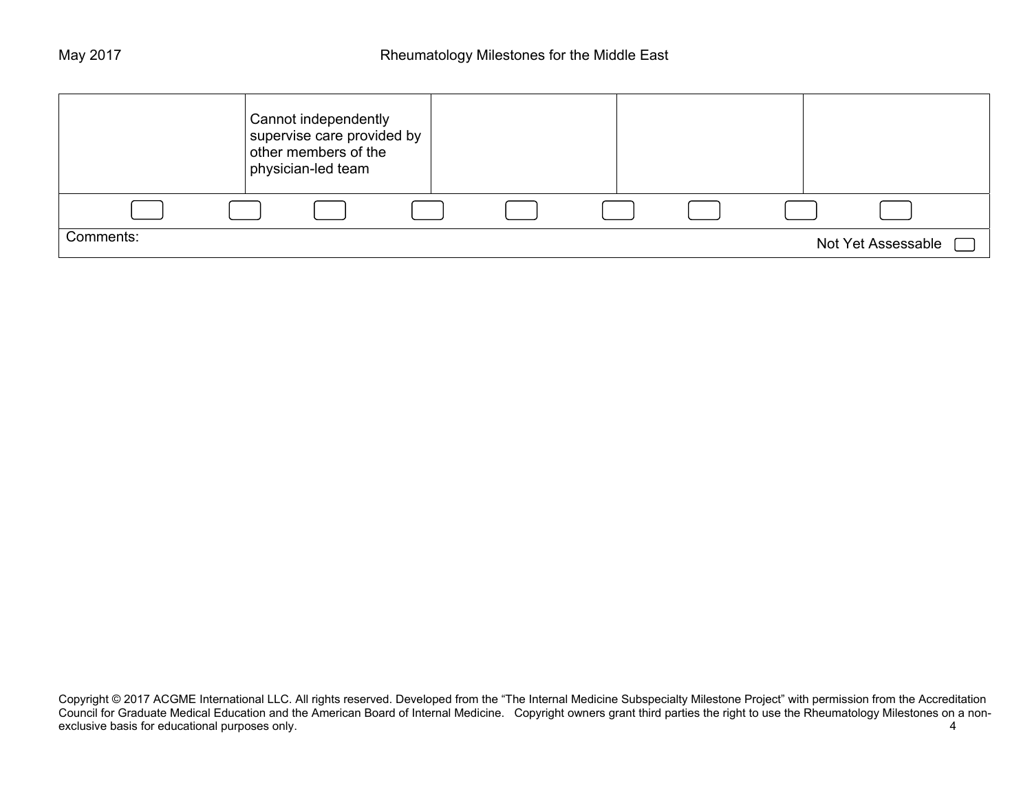| | | | | |
|---|---|---|---|---|
| | Cannot independently supervise care provided by other members of the physician-led team | | | |

Comments:

Not Yet Assessable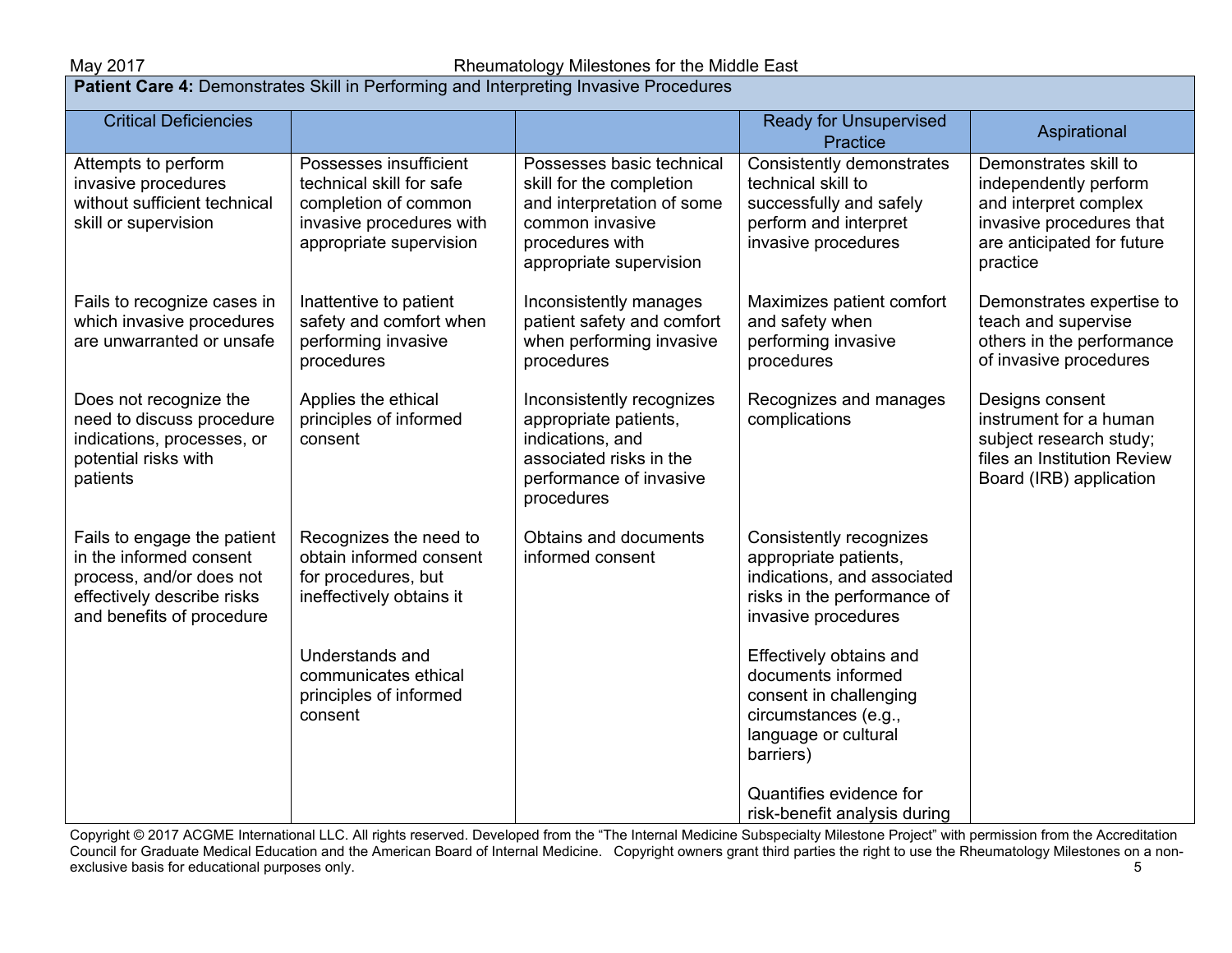**Patient Care 4:** Demonstrates Skill in Performing and Interpreting Invasive Procedures

| Critical Deficiencies | | | Ready for Unsupervised Practice | Aspirational |
|---|---|---|---|---|
| Attempts to perform invasive procedures without sufficient technical skill or supervision<br><br>Fails to recognize cases in which invasive procedures are unwarranted or unsafe<br><br>Does not recognize the need to discuss procedure indications, processes, or potential risks with patients<br><br>Fails to engage the patient in the informed consent process, and/or does not effectively describe risks and benefits of procedure | Possesses insufficient technical skill for safe completion of common invasive procedures with appropriate supervision<br><br>Inattentive to patient safety and comfort when performing invasive procedures<br><br>Applies the ethical principles of informed consent<br><br>Recognizes the need to obtain informed consent for procedures, but ineffectively obtains it<br><br>Understands and communicates ethical principles of informed consent | Possesses basic technical skill for the completion and interpretation of some common invasive procedures with appropriate supervision<br><br>Inconsistently manages patient safety and comfort when performing invasive procedures<br><br>Inconsistently recognizes appropriate patients, indications, and associated risks in the performance of invasive procedures<br><br>Obtains and documents informed consent | Consistently demonstrates technical skill to successfully and safely perform and interpret invasive procedures<br><br>Maximizes patient comfort and safety when performing invasive procedures<br><br>Recognizes and manages complications<br><br>Consistently recognizes appropriate patients, indications, and associated risks in the performance of invasive procedures<br><br>Effectively obtains and documents informed consent in challenging circumstances (e.g., language or cultural barriers)<br><br>Quantifies evidence for risk-benefit analysis during | Demonstrates skill to independently perform and interpret complex invasive procedures that are anticipated for future practice<br><br>Demonstrates expertise to teach and supervise others in the performance of invasive procedures<br><br>Designs consent instrument for a human subject research study; files an Institution Review Board (IRB) application |

Copyright © 2017 ACGME International LLC. All rights reserved. Developed from the "The Internal Medicine Subspecialty Milestone Project" with permission from the Accreditation Council for Graduate Medical Education and the American Board of Internal Medicine. Copyright owners grant third parties the right to use the Rheumatology Milestones on a non-exclusive basis for educational purposes only.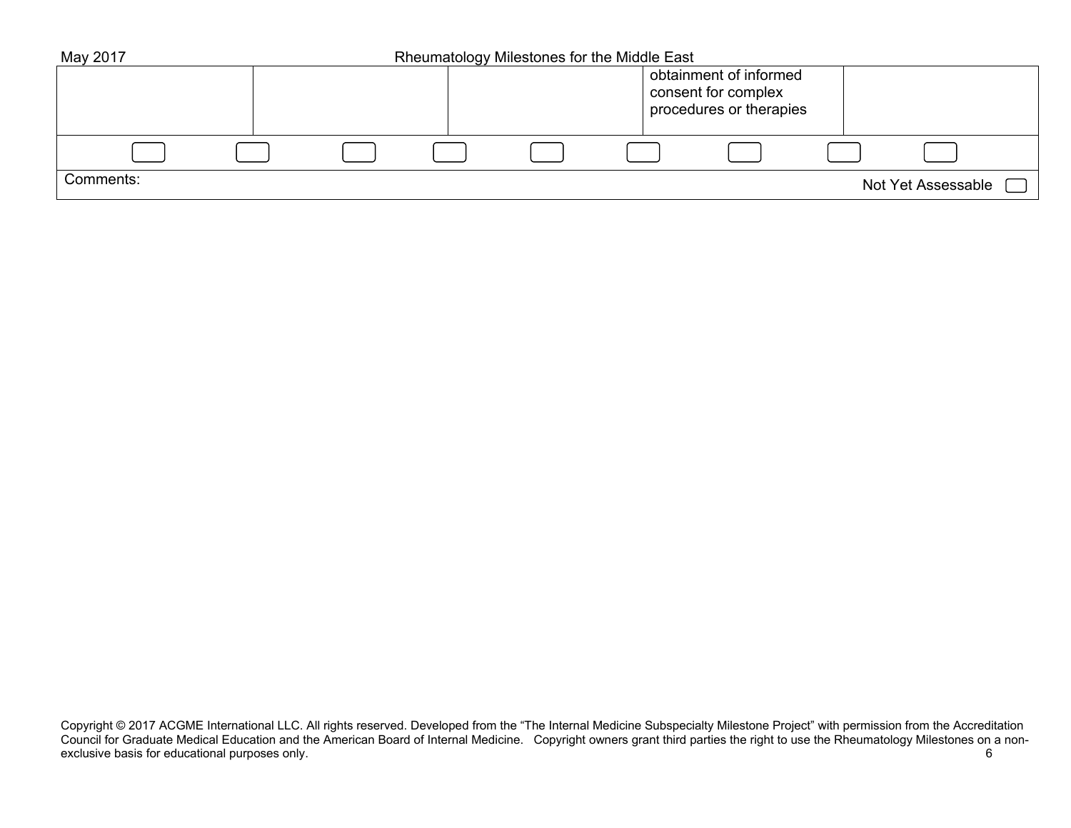| | | | | |
|---|---|---|---|---|
| | | | obtainment of informed consent for complex procedures or therapies | |
| ☐ ☐ | ☐ ☐ | ☐ ☐ | ☐ ☐ | ☐ |

Comments:

Not Yet Assessable ☐

Copyright © 2017 ACGME International LLC. All rights reserved. Developed from the "The Internal Medicine Subspecialty Milestone Project" with permission from the Accreditation Council for Graduate Medical Education and the American Board of Internal Medicine. Copyright owners grant third parties the right to use the Rheumatology Milestones on a non-exclusive basis for educational purposes only.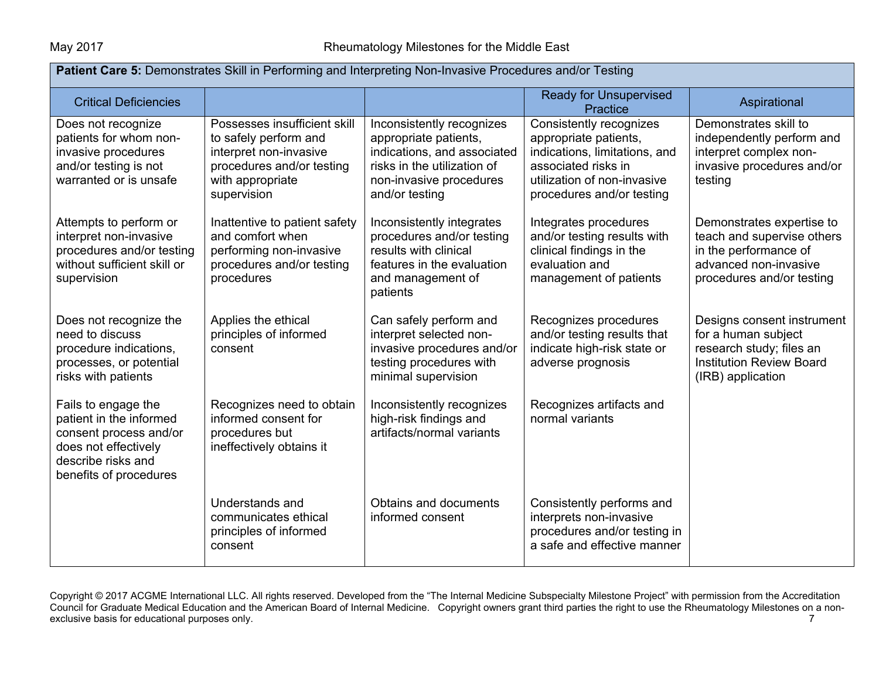| **Patient Care 5:** Demonstrates Skill in Performing and Interpreting Non-Invasive Procedures and/or Testing | | | | |
|---|---|---|---|---|
| Critical Deficiencies | | | Ready for Unsupervised Practice | Aspirational |
| Does not recognize patients for whom non-invasive procedures and/or testing is not warranted or is unsafe | Possesses insufficient skill to safely perform and interpret non-invasive procedures and/or testing with appropriate supervision | Inconsistently recognizes appropriate patients, indications, and associated risks in the utilization of non-invasive procedures and/or testing | Consistently recognizes appropriate patients, indications, limitations, and associated risks in utilization of non-invasive procedures and/or testing | Demonstrates skill to independently perform and interpret complex non-invasive procedures and/or testing |
| Attempts to perform or interpret non-invasive procedures and/or testing without sufficient skill or supervision | Inattentive to patient safety and comfort when performing non-invasive procedures and/or testing procedures | Inconsistently integrates procedures and/or testing results with clinical features in the evaluation and management of patients | Integrates procedures and/or testing results with clinical findings in the evaluation and management of patients | Demonstrates expertise to teach and supervise others in the performance of advanced non-invasive procedures and/or testing |
| Does not recognize the need to discuss procedure indications, processes, or potential risks with patients | Applies the ethical principles of informed consent | Can safely perform and interpret selected non-invasive procedures and/or testing procedures with minimal supervision | Recognizes procedures and/or testing results that indicate high-risk state or adverse prognosis | Designs consent instrument for a human subject research study; files an Institution Review Board (IRB) application |
| Fails to engage the patient in the informed consent process and/or does not effectively describe risks and benefits of procedures | Recognizes need to obtain informed consent for procedures but ineffectively obtains it | Inconsistently recognizes high-risk findings and artifacts/normal variants | Recognizes artifacts and normal variants | |
| | Understands and communicates ethical principles of informed consent | Obtains and documents informed consent | Consistently performs and interprets non-invasive procedures and/or testing in a safe and effective manner | |

Copyright © 2017 ACGME International LLC. All rights reserved. Developed from the "The Internal Medicine Subspecialty Milestone Project" with permission from the Accreditation Council for Graduate Medical Education and the American Board of Internal Medicine. Copyright owners grant third parties the right to use the Rheumatology Milestones on a non-exclusive basis for educational purposes only.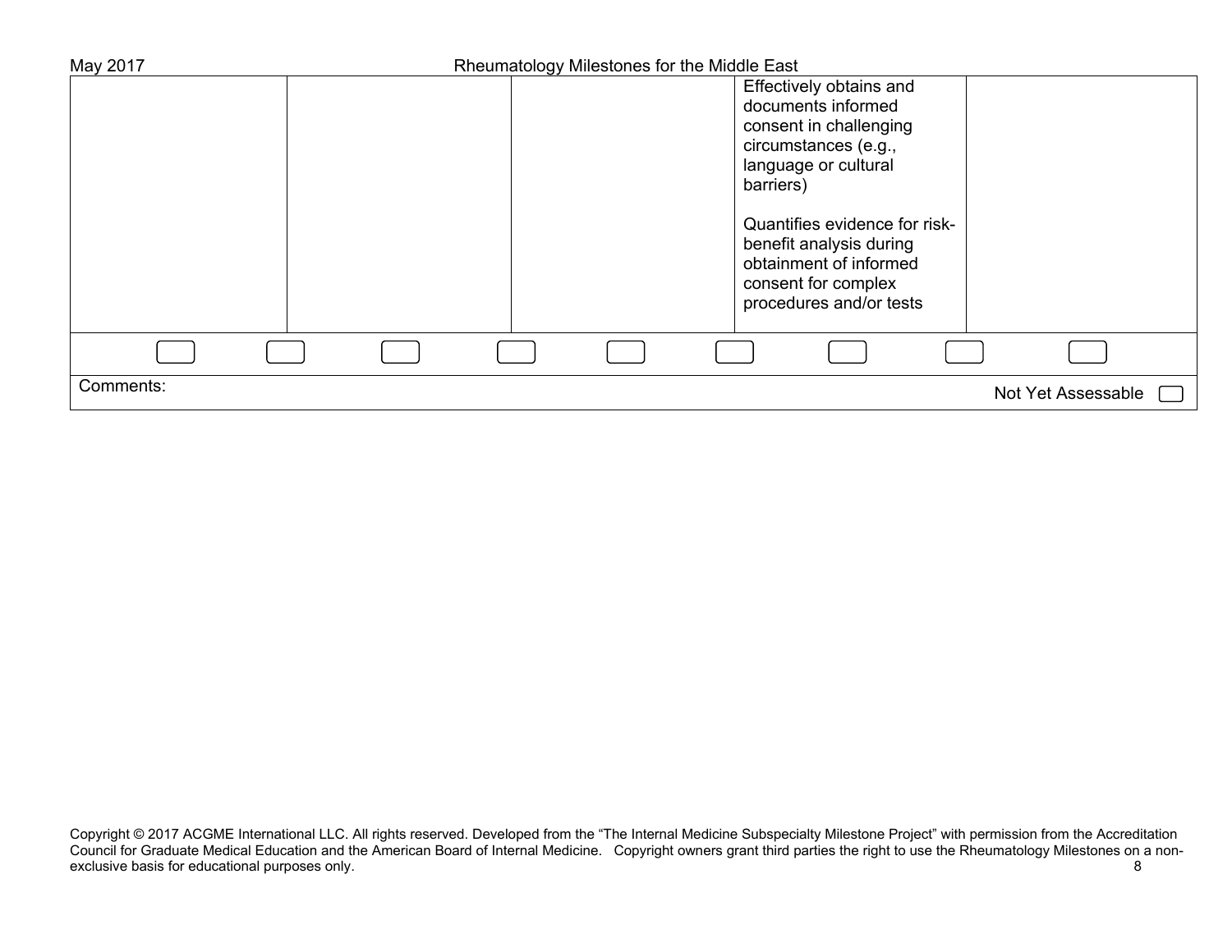| | | | | |
|---|---|---|---|---|
| | | | Effectively obtains and documents informed consent in challenging circumstances (e.g., language or cultural barriers)<br><br>Quantifies evidence for risk-benefit analysis during obtainment of informed consent for complex procedures and/or tests | |
| ☐ ☐ | ☐ ☐ | ☐ ☐ | ☐ ☐ | ☐ |

Comments:

Not Yet Assessable ☐

Copyright © 2017 ACGME International LLC. All rights reserved. Developed from the "The Internal Medicine Subspecialty Milestone Project" with permission from the Accreditation Council for Graduate Medical Education and the American Board of Internal Medicine. Copyright owners grant third parties the right to use the Rheumatology Milestones on a non-exclusive basis for educational purposes only.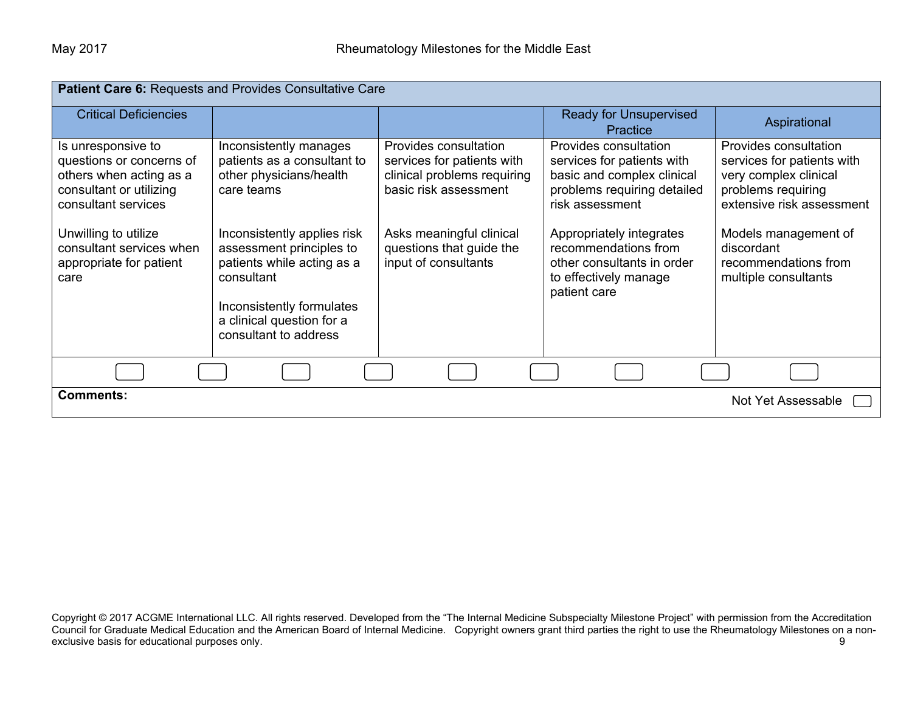| **Patient Care 6:** Requests and Provides Consultative Care | | | | |
|---|---|---|---|---|
| Critical Deficiencies | | | Ready for Unsupervised Practice | Aspirational |
| Is unresponsive to questions or concerns of others when acting as a consultant or utilizing consultant services<br><br>Unwilling to utilize consultant services when appropriate for patient care | Inconsistently manages patients as a consultant to other physicians/health care teams<br><br>Inconsistently applies risk assessment principles to patients while acting as a consultant<br><br>Inconsistently formulates a clinical question for a consultant to address | Provides consultation services for patients with clinical problems requiring basic risk assessment<br><br>Asks meaningful clinical questions that guide the input of consultants | Provides consultation services for patients with basic and complex clinical problems requiring detailed risk assessment<br><br>Appropriately integrates recommendations from other consultants in order to effectively manage patient care | Provides consultation services for patients with very complex clinical problems requiring extensive risk assessment<br><br>Models management of discordant recommendations from multiple consultants |

**Comments:**

Not Yet Assessable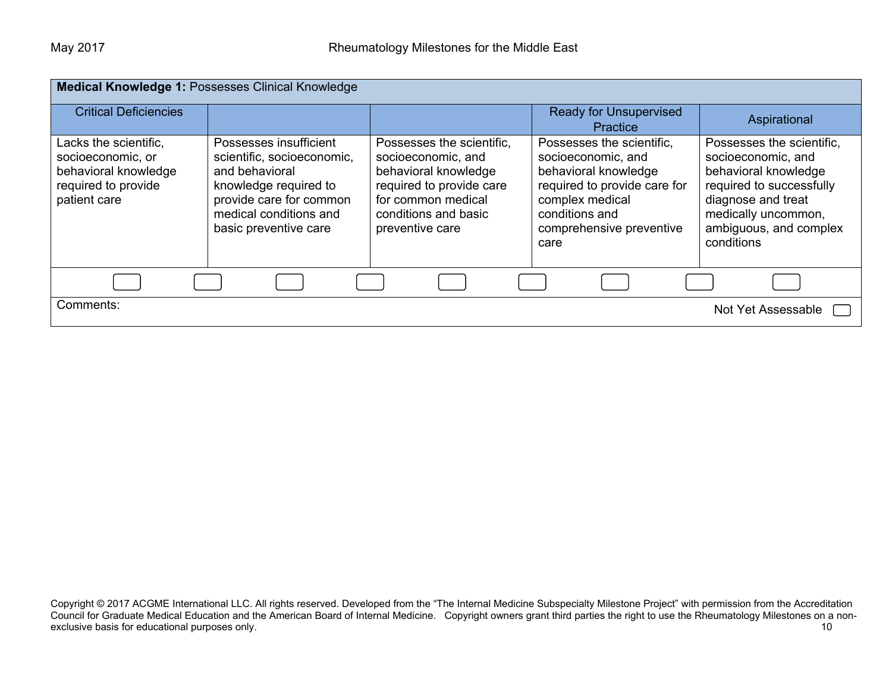**Medical Knowledge 1:** Possesses Clinical Knowledge

| Critical Deficiencies | | | Ready for Unsupervised Practice | Aspirational |
|---|---|---|---|---|
| Lacks the scientific, socioeconomic, or behavioral knowledge required to provide patient care | Possesses insufficient scientific, socioeconomic, and behavioral knowledge required to provide care for common medical conditions and basic preventive care | Possesses the scientific, socioeconomic, and behavioral knowledge required to provide care for common medical conditions and basic preventive care | Possesses the scientific, socioeconomic, and behavioral knowledge required to provide care for complex medical conditions and comprehensive preventive care | Possesses the scientific, socioeconomic, and behavioral knowledge required to successfully diagnose and treat medically uncommon, ambiguous, and complex conditions |

Comments:

Not Yet Assessable

Copyright © 2017 ACGME International LLC. All rights reserved. Developed from the "The Internal Medicine Subspecialty Milestone Project" with permission from the Accreditation Council for Graduate Medical Education and the American Board of Internal Medicine. Copyright owners grant third parties the right to use the Rheumatology Milestones on a non-exclusive basis for educational purposes only.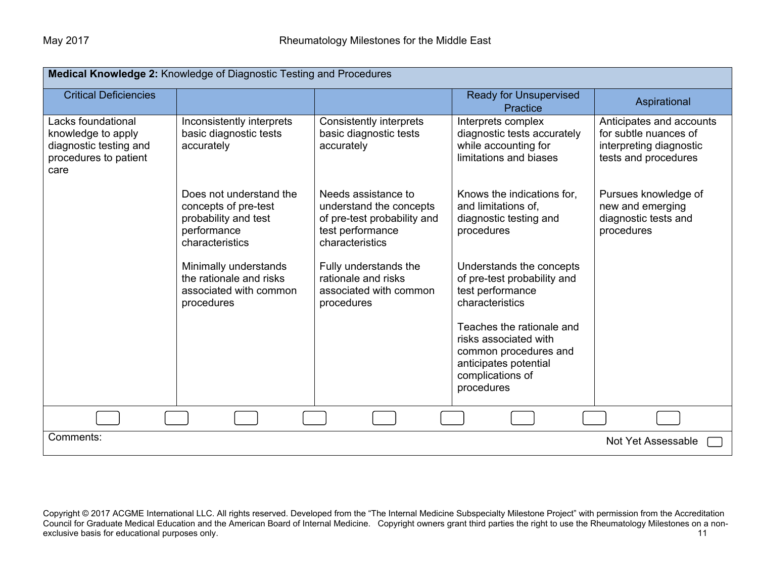| **Medical Knowledge 2:** Knowledge of Diagnostic Testing and Procedures | | | | |
|---|---|---|---|---|
| Critical Deficiencies | | | Ready for Unsupervised Practice | Aspirational |
| Lacks foundational knowledge to apply diagnostic testing and procedures to patient care | Inconsistently interprets basic diagnostic tests accurately<br><br>Does not understand the concepts of pre-test probability and test performance characteristics<br><br>Minimally understands the rationale and risks associated with common procedures | Consistently interprets basic diagnostic tests accurately<br><br>Needs assistance to understand the concepts of pre-test probability and test performance characteristics<br><br>Fully understands the rationale and risks associated with common procedures | Interprets complex diagnostic tests accurately while accounting for limitations and biases<br><br>Knows the indications for, and limitations of, diagnostic testing and procedures<br><br>Understands the concepts of pre-test probability and test performance characteristics<br><br>Teaches the rationale and risks associated with common procedures and anticipates potential complications of procedures | Anticipates and accounts for subtle nuances of interpreting diagnostic tests and procedures<br><br>Pursues knowledge of new and emerging diagnostic tests and procedures |

Comments:

Not Yet Assessable ☐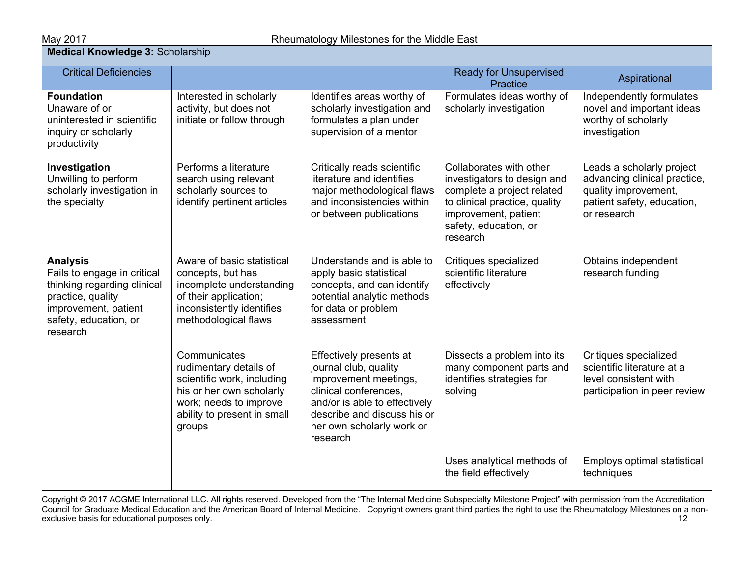| **Medical Knowledge 3:** Scholarship | | | | |
|---|---|---|---|---|
| Critical Deficiencies | | | Ready for Unsupervised Practice | Aspirational |
| **Foundation**<br>Unaware of or uninterested in scientific inquiry or scholarly productivity | Interested in scholarly activity, but does not initiate or follow through | Identifies areas worthy of scholarly investigation and formulates a plan under supervision of a mentor | Formulates ideas worthy of scholarly investigation | Independently formulates novel and important ideas worthy of scholarly investigation |
| **Investigation**<br>Unwilling to perform scholarly investigation in the specialty | Performs a literature search using relevant scholarly sources to identify pertinent articles | Critically reads scientific literature and identifies major methodological flaws and inconsistencies within or between publications | Collaborates with other investigators to design and complete a project related to clinical practice, quality improvement, patient safety, education, or research | Leads a scholarly project advancing clinical practice, quality improvement, patient safety, education, or research |
| **Analysis**<br>Fails to engage in critical thinking regarding clinical practice, quality improvement, patient safety, education, or research | Aware of basic statistical concepts, but has incomplete understanding of their application; inconsistently identifies methodological flaws | Understands and is able to apply basic statistical concepts, and can identify potential analytic methods for data or problem assessment | Critiques specialized scientific literature effectively | Obtains independent research funding |
| | Communicates rudimentary details of scientific work, including his or her own scholarly work; needs to improve ability to present in small groups | Effectively presents at journal club, quality improvement meetings, clinical conferences, and/or is able to effectively describe and discuss his or her own scholarly work or research | Dissects a problem into its many component parts and identifies strategies for solving | Critiques specialized scientific literature at a level consistent with participation in peer review |
| | | | Uses analytical methods of the field effectively | Employs optimal statistical techniques |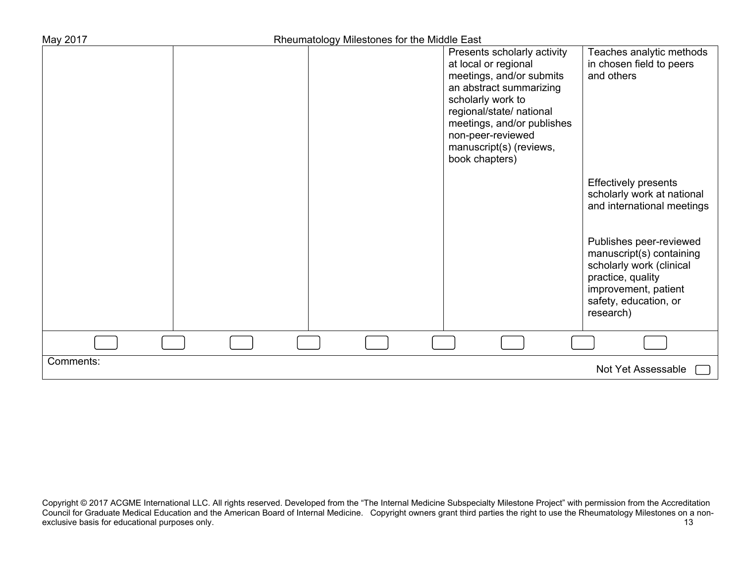| | | | | |
|---|---|---|---|---|
| | | | Presents scholarly activity at local or regional meetings, and/or submits an abstract summarizing scholarly work to regional/state/ national meetings, and/or publishes non-peer-reviewed manuscript(s) (reviews, book chapters) | Teaches analytic methods in chosen field to peers and others<br><br>Effectively presents scholarly work at national and international meetings<br><br>Publishes peer-reviewed manuscript(s) containing scholarly work (clinical practice, quality improvement, patient safety, education, or research) |

Comments:

Not Yet Assessable

Copyright © 2017 ACGME International LLC. All rights reserved. Developed from the "The Internal Medicine Subspecialty Milestone Project" with permission from the Accreditation Council for Graduate Medical Education and the American Board of Internal Medicine. Copyright owners grant third parties the right to use the Rheumatology Milestones on a non-exclusive basis for educational purposes only.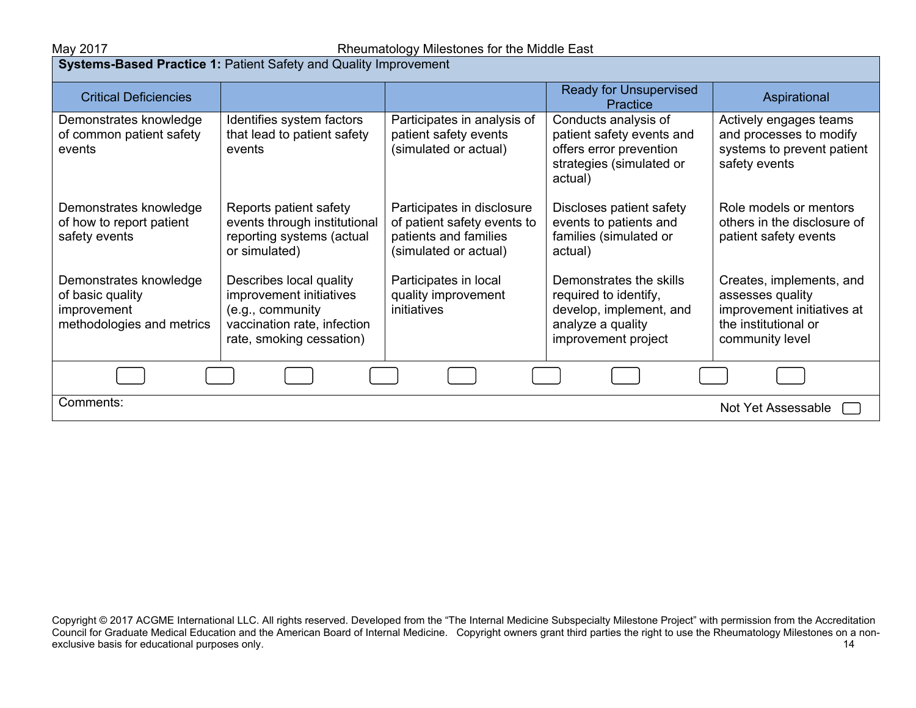**Systems-Based Practice 1:** Patient Safety and Quality Improvement

| Critical Deficiencies | | | Ready for Unsupervised Practice | Aspirational |
|---|---|---|---|---|
| Demonstrates knowledge of common patient safety events | Identifies system factors that lead to patient safety events | Participates in analysis of patient safety events (simulated or actual) | Conducts analysis of patient safety events and offers error prevention strategies (simulated or actual) | Actively engages teams and processes to modify systems to prevent patient safety events |
| Demonstrates knowledge of how to report patient safety events | Reports patient safety events through institutional reporting systems (actual or simulated) | Participates in disclosure of patient safety events to patients and families (simulated or actual) | Discloses patient safety events to patients and families (simulated or actual) | Role models or mentors others in the disclosure of patient safety events |
| Demonstrates knowledge of basic quality improvement methodologies and metrics | Describes local quality improvement initiatives (e.g., community vaccination rate, infection rate, smoking cessation) | Participates in local quality improvement initiatives | Demonstrates the skills required to identify, develop, implement, and analyze a quality improvement project | Creates, implements, and assesses quality improvement initiatives at the institutional or community level |

Comments:

Not Yet Assessable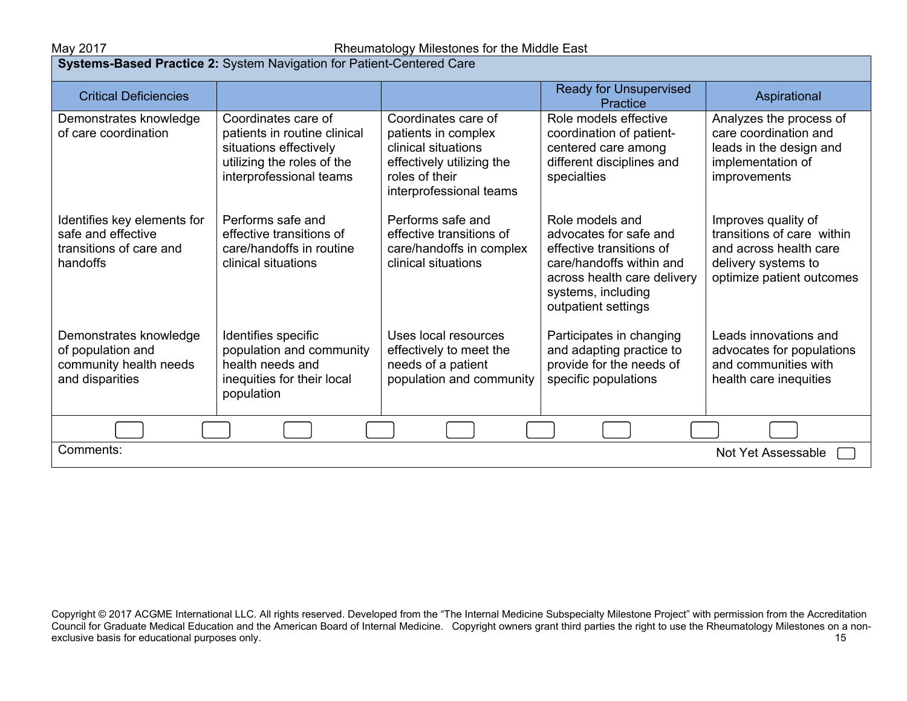**Systems-Based Practice 2:** System Navigation for Patient-Centered Care

| Critical Deficiencies | | | Ready for Unsupervised Practice | Aspirational |
|---|---|---|---|---|
| Demonstrates knowledge of care coordination | Coordinates care of patients in routine clinical situations effectively utilizing the roles of the interprofessional teams | Coordinates care of patients in complex clinical situations effectively utilizing the roles of their interprofessional teams | Role models effective coordination of patient-centered care among different disciplines and specialties | Analyzes the process of care coordination and leads in the design and implementation of improvements |
| Identifies key elements for safe and effective transitions of care and handoffs | Performs safe and effective transitions of care/handoffs in routine clinical situations | Performs safe and effective transitions of care/handoffs in complex clinical situations | Role models and advocates for safe and effective transitions of care/handoffs within and across health care delivery systems, including outpatient settings | Improves quality of transitions of care within and across health care delivery systems to optimize patient outcomes |
| Demonstrates knowledge of population and community health needs and disparities | Identifies specific population and community health needs and inequities for their local population | Uses local resources effectively to meet the needs of a patient population and community | Participates in changing and adapting practice to provide for the needs of specific populations | Leads innovations and advocates for populations and communities with health care inequities |

Comments:

Not Yet Assessable

Copyright © 2017 ACGME International LLC. All rights reserved. Developed from the "The Internal Medicine Subspecialty Milestone Project" with permission from the Accreditation Council for Graduate Medical Education and the American Board of Internal Medicine. Copyright owners grant third parties the right to use the Rheumatology Milestones on a non-exclusive basis for educational purposes only.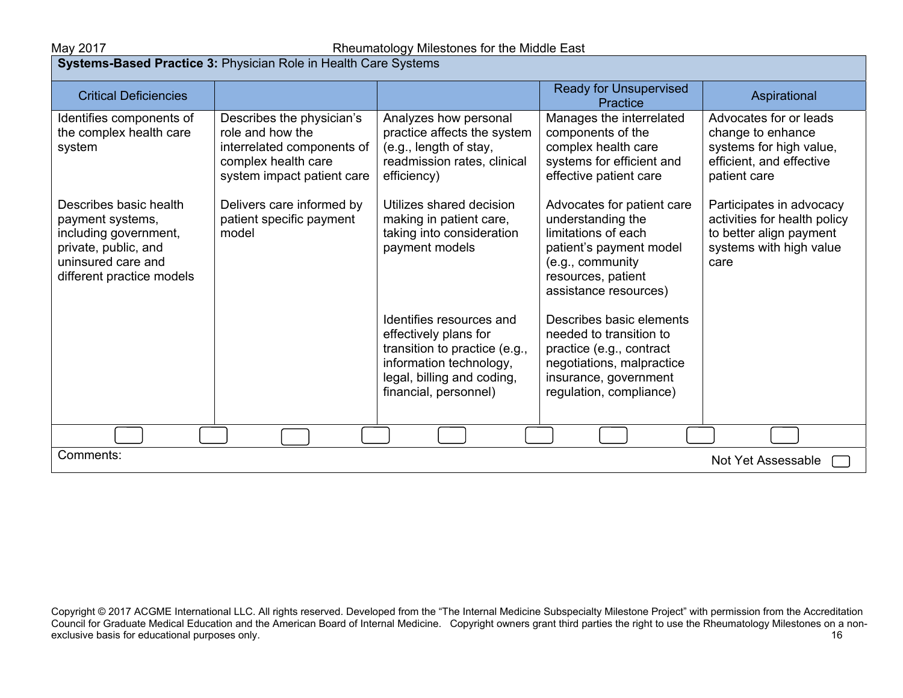**Systems-Based Practice 3:** Physician Role in Health Care Systems

| Critical Deficiencies | | | Ready for Unsupervised Practice | Aspirational |
|---|---|---|---|---|
| Identifies components of the complex health care system | Describes the physician's role and how the interrelated components of complex health care system impact patient care | Analyzes how personal practice affects the system (e.g., length of stay, readmission rates, clinical efficiency) | Manages the interrelated components of the complex health care systems for efficient and effective patient care | Advocates for or leads change to enhance systems for high value, efficient, and effective patient care |
| Describes basic health payment systems, including government, private, public, and uninsured care and different practice models | Delivers care informed by patient specific payment model | Utilizes shared decision making in patient care, taking into consideration payment models | Advocates for patient care understanding the limitations of each patient's payment model (e.g., community resources, patient assistance resources) | Participates in advocacy activities for health policy to better align payment systems with high value care |
| | | Identifies resources and effectively plans for transition to practice (e.g., information technology, legal, billing and coding, financial, personnel) | Describes basic elements needed to transition to practice (e.g., contract negotiations, malpractice insurance, government regulation, compliance) | |

Comments:

Not Yet Assessable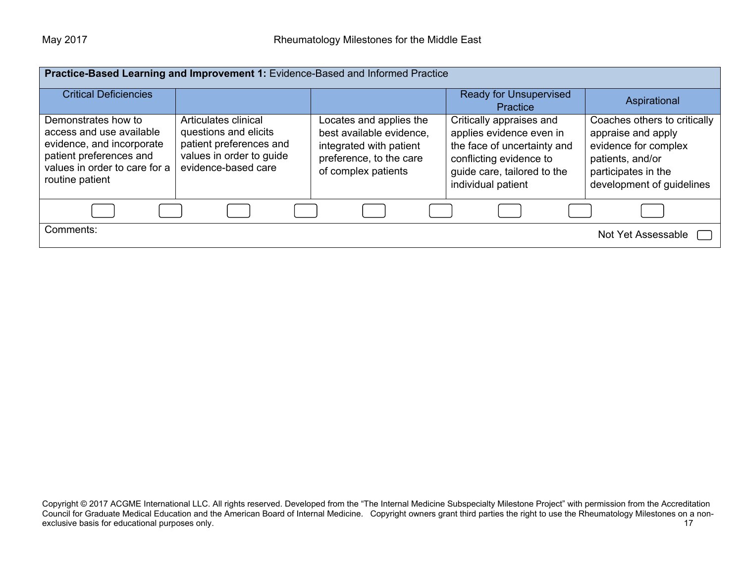| **Practice-Based Learning and Improvement 1:** Evidence-Based and Informed Practice | | | | |
|---|---|---|---|---|
| Critical Deficiencies | | | Ready for Unsupervised Practice | Aspirational |
| Demonstrates how to access and use available evidence, and incorporate patient preferences and values in order to care for a routine patient | Articulates clinical questions and elicits patient preferences and values in order to guide evidence-based care | Locates and applies the best available evidence, integrated with patient preference, to the care of complex patients | Critically appraises and applies evidence even in the face of uncertainty and conflicting evidence to guide care, tailored to the individual patient | Coaches others to critically appraise and apply evidence for complex patients, and/or participates in the development of guidelines |

Comments:

Not Yet Assessable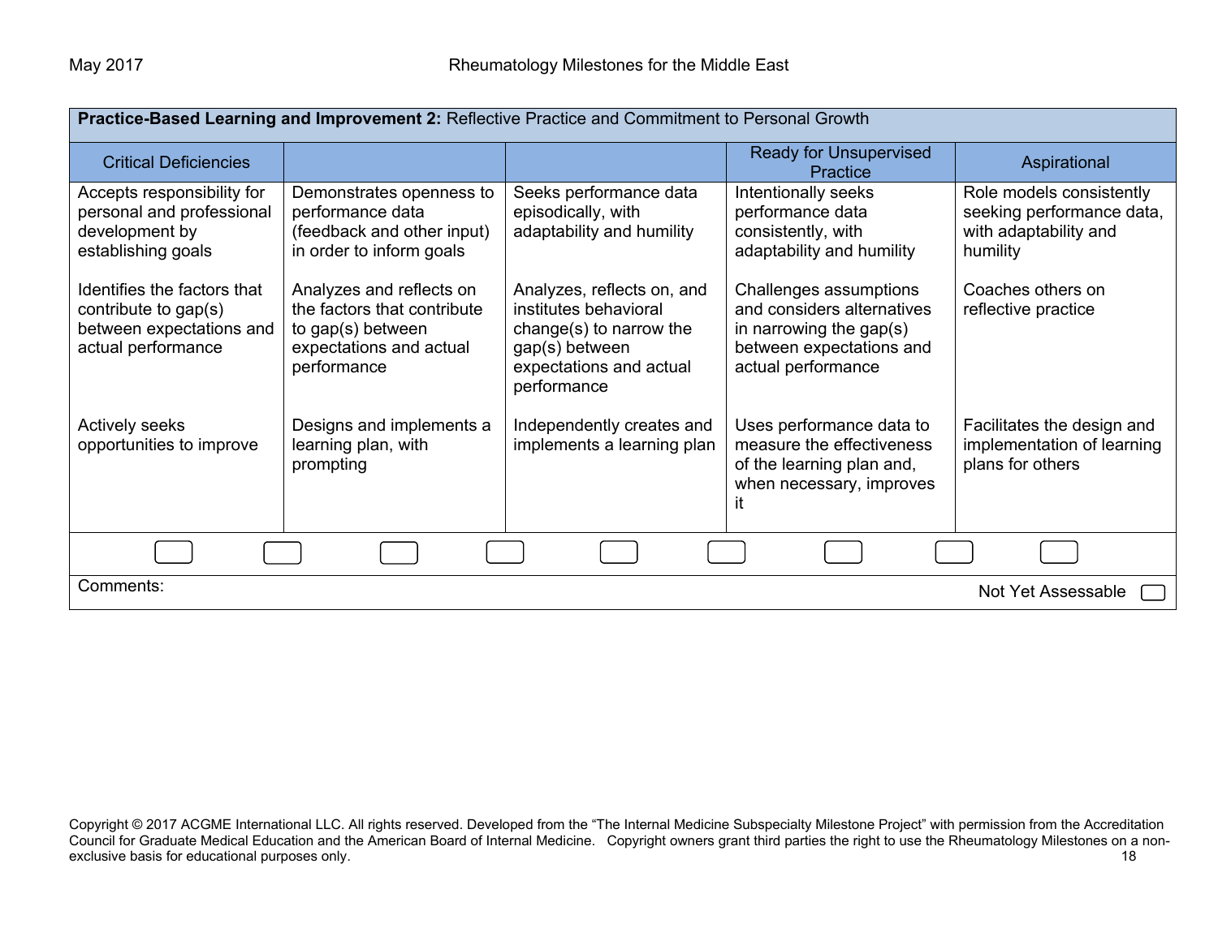| **Practice-Based Learning and Improvement 2:** Reflective Practice and Commitment to Personal Growth | | | | |
|---|---|---|---|---|
| Critical Deficiencies | | | Ready for Unsupervised Practice | Aspirational |
| Accepts responsibility for personal and professional development by establishing goals<br><br>Identifies the factors that contribute to gap(s) between expectations and actual performance<br><br>Actively seeks opportunities to improve | Demonstrates openness to performance data (feedback and other input) in order to inform goals<br><br>Analyzes and reflects on the factors that contribute to gap(s) between expectations and actual performance<br><br>Designs and implements a learning plan, with prompting | Seeks performance data episodically, with adaptability and humility<br><br>Analyzes, reflects on, and institutes behavioral change(s) to narrow the gap(s) between expectations and actual performance<br><br>Independently creates and implements a learning plan | Intentionally seeks performance data consistently, with adaptability and humility<br><br>Challenges assumptions and considers alternatives in narrowing the gap(s) between expectations and actual performance<br><br>Uses performance data to measure the effectiveness of the learning plan and, when necessary, improves it | Role models consistently seeking performance data, with adaptability and humility<br><br>Coaches others on reflective practice<br><br>Facilitates the design and implementation of learning plans for others |
| ☐ ☐ | ☐ ☐ | ☐ ☐ | ☐ ☐ | ☐ |
| Comments: | | | | Not Yet Assessable ☐ |

Copyright © 2017 ACGME International LLC. All rights reserved. Developed from the "The Internal Medicine Subspecialty Milestone Project" with permission from the Accreditation Council for Graduate Medical Education and the American Board of Internal Medicine. Copyright owners grant third parties the right to use the Rheumatology Milestones on a non-exclusive basis for educational purposes only.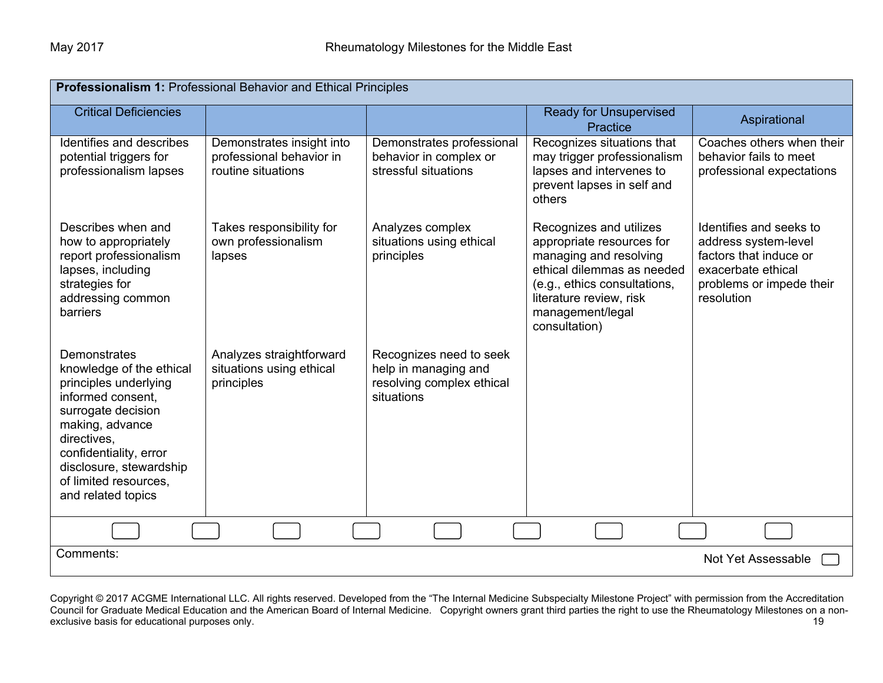| **Professionalism 1:** Professional Behavior and Ethical Principles | | | | |
|---|---|---|---|---|
| Critical Deficiencies | | | Ready for Unsupervised Practice | Aspirational |
| Identifies and describes potential triggers for professionalism lapses | Demonstrates insight into professional behavior in routine situations | Demonstrates professional behavior in complex or stressful situations | Recognizes situations that may trigger professionalism lapses and intervenes to prevent lapses in self and others | Coaches others when their behavior fails to meet professional expectations |
| Describes when and how to appropriately report professionalism lapses, including strategies for addressing common barriers | Takes responsibility for own professionalism lapses | Analyzes complex situations using ethical principles | Recognizes and utilizes appropriate resources for managing and resolving ethical dilemmas as needed (e.g., ethics consultations, literature review, risk management/legal consultation) | Identifies and seeks to address system-level factors that induce or exacerbate ethical problems or impede their resolution |
| Demonstrates knowledge of the ethical principles underlying informed consent, surrogate decision making, advance directives, confidentiality, error disclosure, stewardship of limited resources, and related topics | Analyzes straightforward situations using ethical principles | Recognizes need to seek help in managing and resolving complex ethical situations | | |

Comments:

Not Yet Assessable ☐

Copyright © 2017 ACGME International LLC. All rights reserved. Developed from the "The Internal Medicine Subspecialty Milestone Project" with permission from the Accreditation Council for Graduate Medical Education and the American Board of Internal Medicine. Copyright owners grant third parties the right to use the Rheumatology Milestones on a non-exclusive basis for educational purposes only.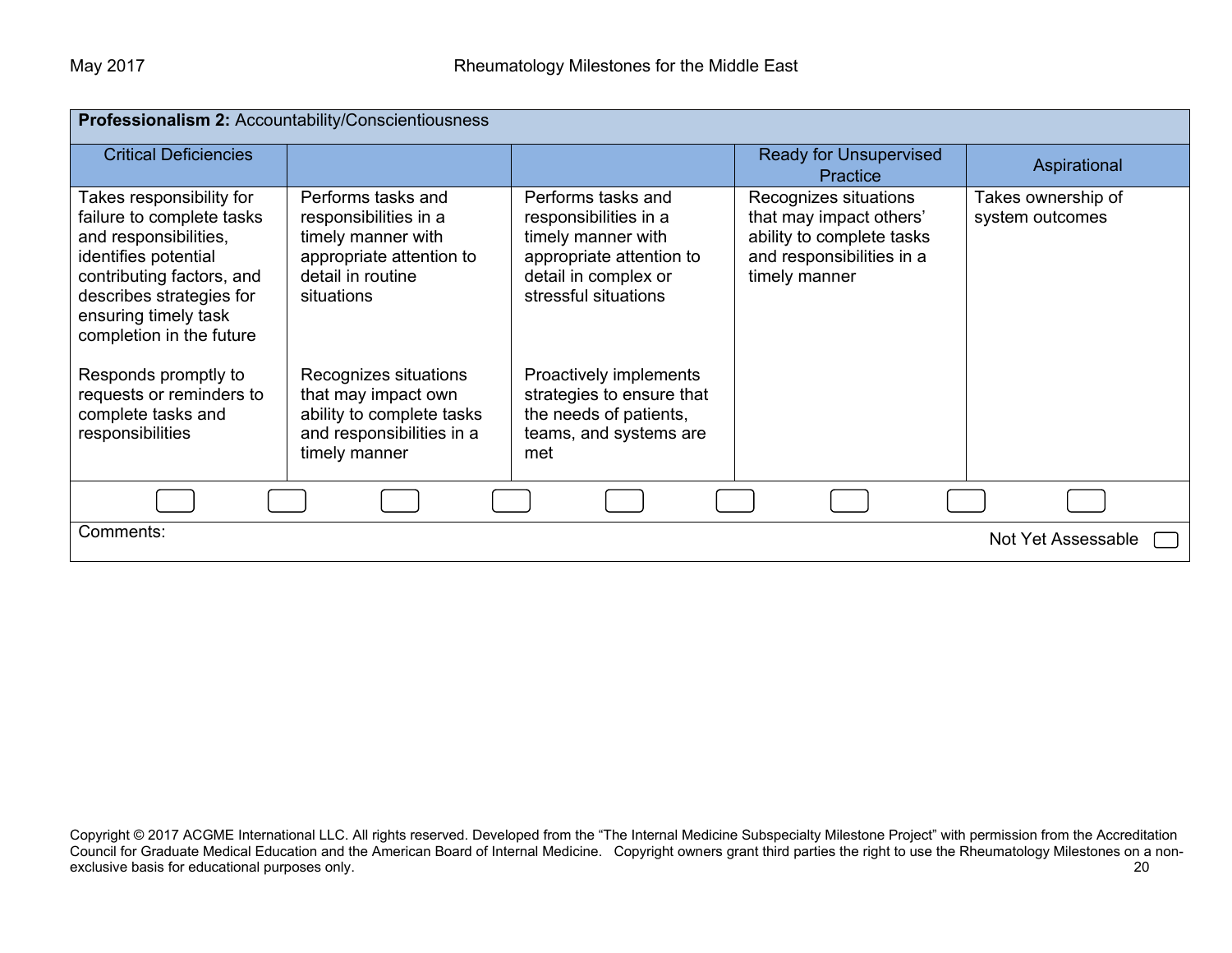| **Professionalism 2:** Accountability/Conscientiousness | | | | |
|---|---|---|---|---|
| Critical Deficiencies | | | Ready for Unsupervised Practice | Aspirational |
| Takes responsibility for failure to complete tasks and responsibilities, identifies potential contributing factors, and describes strategies for ensuring timely task completion in the future<br><br>Responds promptly to requests or reminders to complete tasks and responsibilities | Performs tasks and responsibilities in a timely manner with appropriate attention to detail in routine situations<br><br>Recognizes situations that may impact own ability to complete tasks and responsibilities in a timely manner | Performs tasks and responsibilities in a timely manner with appropriate attention to detail in complex or stressful situations<br><br>Proactively implements strategies to ensure that the needs of patients, teams, and systems are met | Recognizes situations that may impact others' ability to complete tasks and responsibilities in a timely manner | Takes ownership of system outcomes |

Comments:

Not Yet Assessable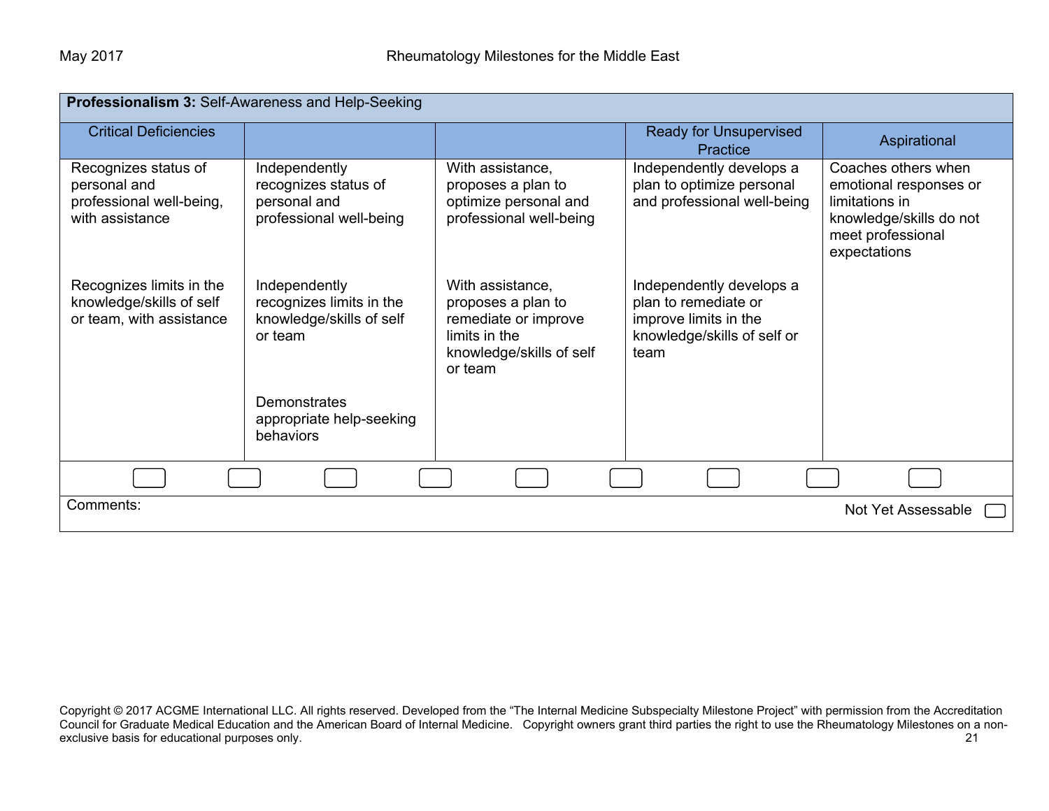**Professionalism 3:** Self-Awareness and Help-Seeking

| Critical Deficiencies | | | Ready for Unsupervised Practice | Aspirational |
|---|---|---|---|---|
| Recognizes status of personal and professional well-being, with assistance | Independently recognizes status of personal and professional well-being | With assistance, proposes a plan to optimize personal and professional well-being | Independently develops a plan to optimize personal and professional well-being | Coaches others when emotional responses or limitations in knowledge/skills do not meet professional expectations |
| Recognizes limits in the knowledge/skills of self or team, with assistance | Independently recognizes limits in the knowledge/skills of self or team | With assistance, proposes a plan to remediate or improve limits in the knowledge/skills of self or team | Independently develops a plan to remediate or improve limits in the knowledge/skills of self or team | |
| | Demonstrates appropriate help-seeking behaviors | | | |

Comments:

Not Yet Assessable ☐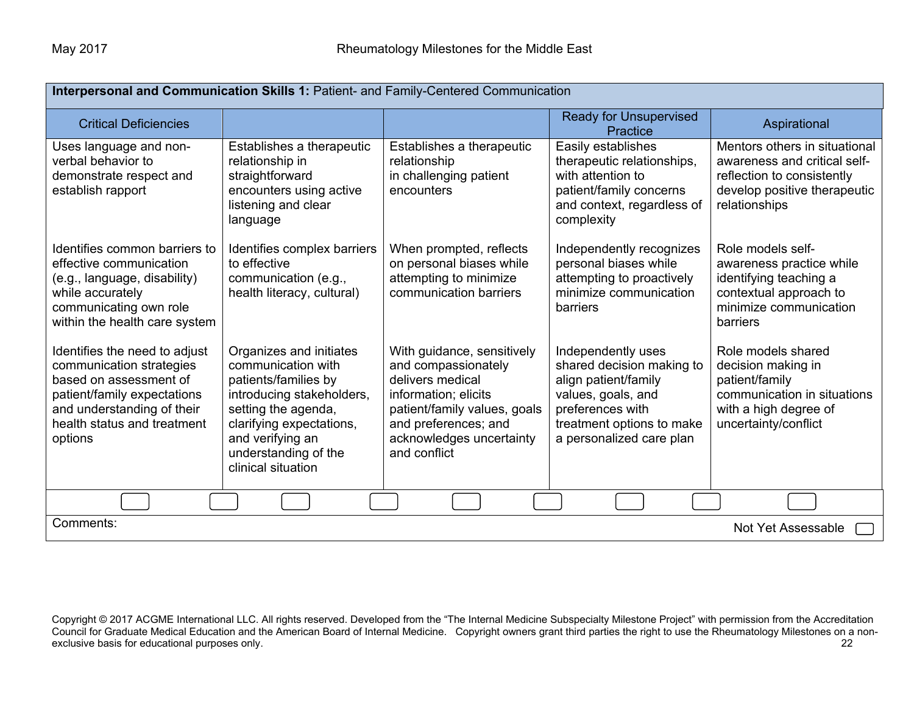| **Interpersonal and Communication Skills 1:** Patient- and Family-Centered Communication | | | | |
|---|---|---|---|---|
| Critical Deficiencies | | | Ready for Unsupervised Practice | Aspirational |
| Uses language and non-verbal behavior to demonstrate respect and establish rapport | Establishes a therapeutic relationship in straightforward encounters using active listening and clear language | Establishes a therapeutic relationship in challenging patient encounters | Easily establishes therapeutic relationships, with attention to patient/family concerns and context, regardless of complexity | Mentors others in situational awareness and critical self-reflection to consistently develop positive therapeutic relationships |
| Identifies common barriers to effective communication (e.g., language, disability) while accurately communicating own role within the health care system | Identifies complex barriers to effective communication (e.g., health literacy, cultural) | When prompted, reflects on personal biases while attempting to minimize communication barriers | Independently recognizes personal biases while attempting to proactively minimize communication barriers | Role models self-awareness practice while identifying teaching a contextual approach to minimize communication barriers |
| Identifies the need to adjust communication strategies based on assessment of patient/family expectations and understanding of their health status and treatment options | Organizes and initiates communication with patients/families by introducing stakeholders, setting the agenda, clarifying expectations, and verifying an understanding of the clinical situation | With guidance, sensitively and compassionately delivers medical information; elicits patient/family values, goals and preferences; and acknowledges uncertainty and conflict | Independently uses shared decision making to align patient/family values, goals, and preferences with treatment options to make a personalized care plan | Role models shared decision making in patient/family communication in situations with a high degree of uncertainty/conflict |

Comments:

Not Yet Assessable

Copyright © 2017 ACGME International LLC. All rights reserved. Developed from the "The Internal Medicine Subspecialty Milestone Project" with permission from the Accreditation Council for Graduate Medical Education and the American Board of Internal Medicine. Copyright owners grant third parties the right to use the Rheumatology Milestones on a non-exclusive basis for educational purposes only.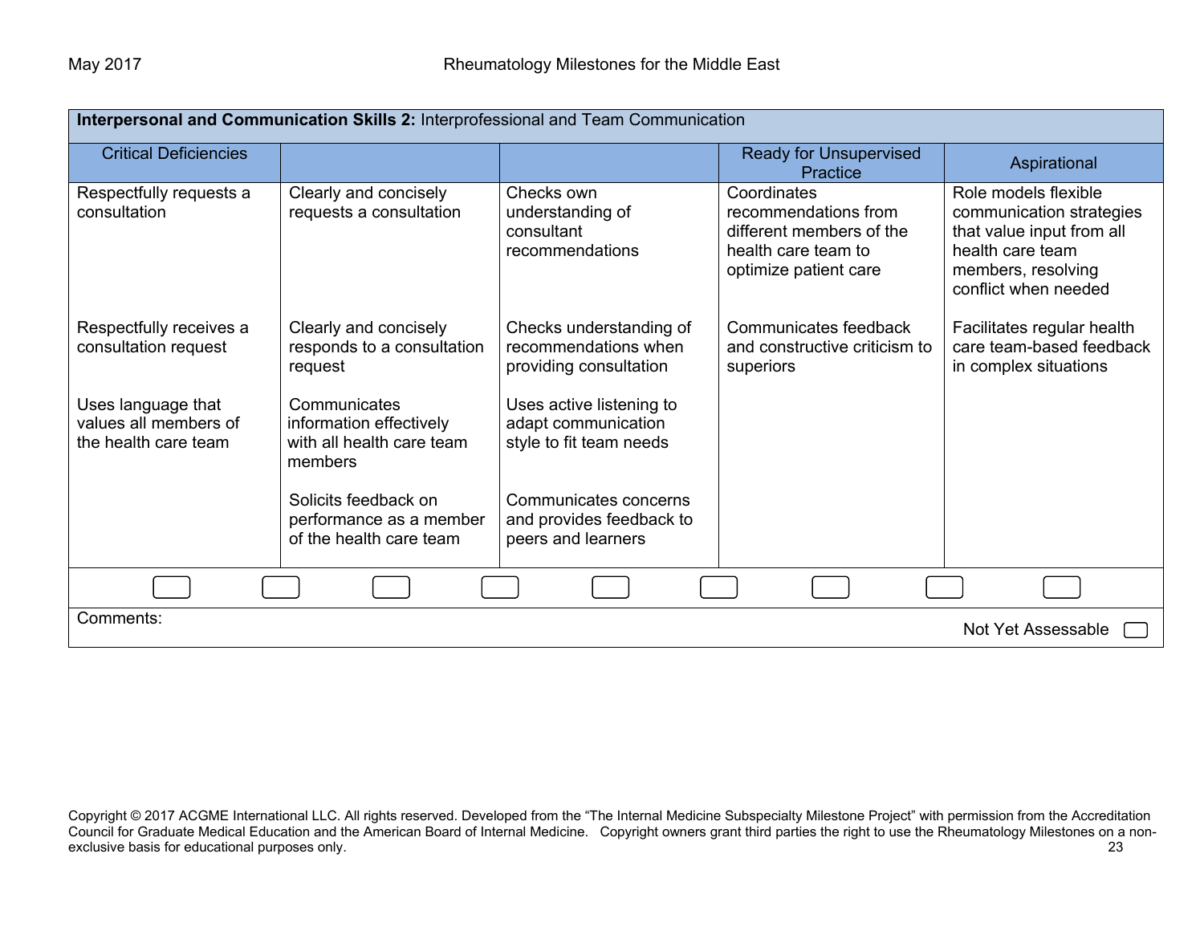## Interpersonal and Communication Skills 2: Interprofessional and Team Communication

| Critical Deficiencies | | | Ready for Unsupervised Practice | Aspirational |
|---|---|---|---|---|
| Respectfully requests a consultation | Clearly and concisely requests a consultation | Checks own understanding of consultant recommendations | Coordinates recommendations from different members of the health care team to optimize patient care | Role models flexible communication strategies that value input from all health care team members, resolving conflict when needed |
| Respectfully receives a consultation request | Clearly and concisely responds to a consultation request | Checks understanding of recommendations when providing consultation | Communicates feedback and constructive criticism to superiors | Facilitates regular health care team-based feedback in complex situations |
| Uses language that values all members of the health care team | Communicates information effectively with all health care team members | Uses active listening to adapt communication style to fit team needs | | |
| | Solicits feedback on performance as a member of the health care team | Communicates concerns and provides feedback to peers and learners | | |

Comments:

Not Yet Assessable ☐

Copyright © 2017 ACGME International LLC. All rights reserved. Developed from the "The Internal Medicine Subspecialty Milestone Project" with permission from the Accreditation Council for Graduate Medical Education and the American Board of Internal Medicine. Copyright owners grant third parties the right to use the Rheumatology Milestones on a non-exclusive basis for educational purposes only.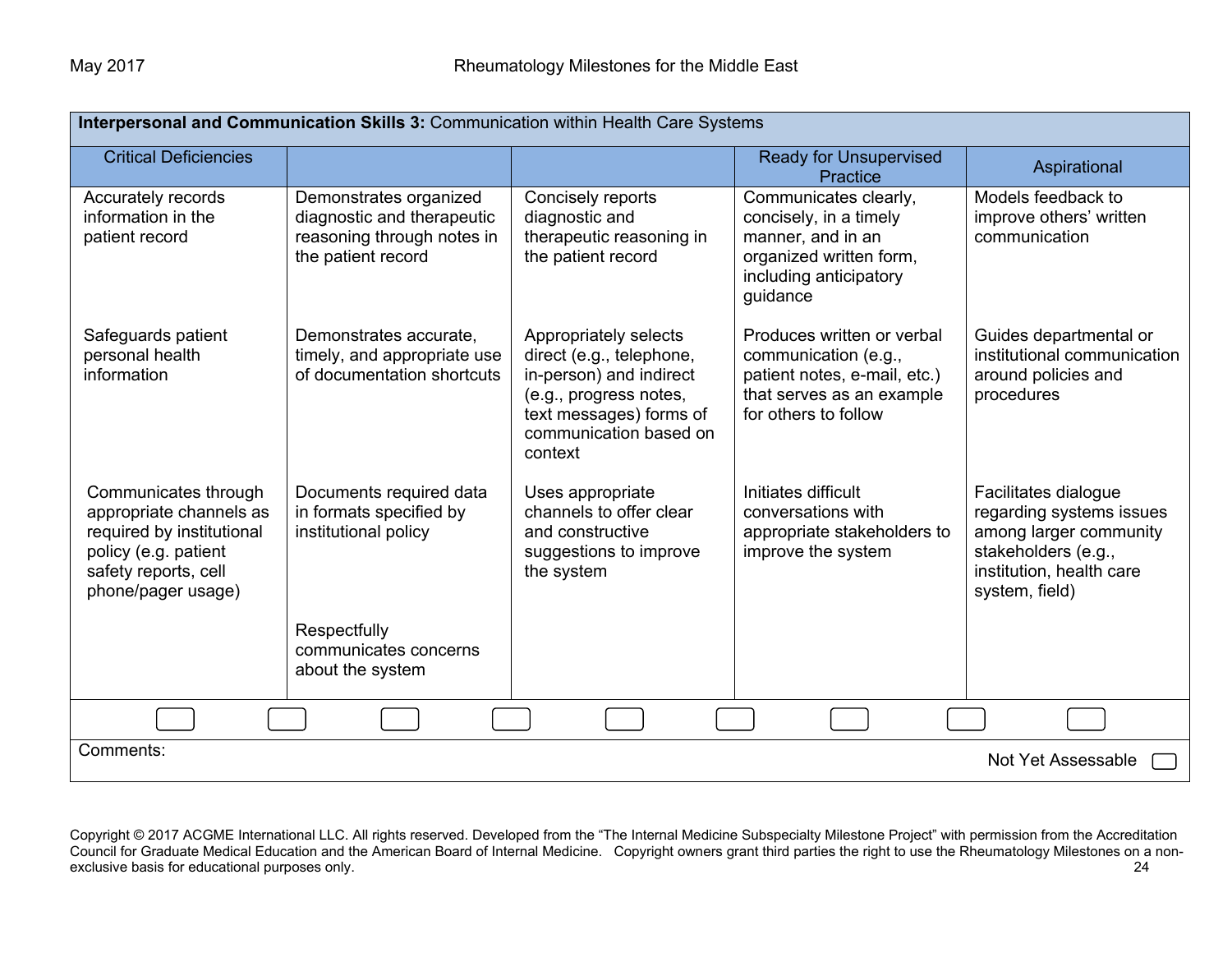| Interpersonal and Communication Skills 3: Communication within Health Care Systems | | | | |
|---|---|---|---|---|
| Critical Deficiencies | | | Ready for Unsupervised Practice | Aspirational |
| Accurately records information in the patient record | Demonstrates organized diagnostic and therapeutic reasoning through notes in the patient record | Concisely reports diagnostic and therapeutic reasoning in the patient record | Communicates clearly, concisely, in a timely manner, and in an organized written form, including anticipatory guidance | Models feedback to improve others' written communication |
| Safeguards patient personal health information | Demonstrates accurate, timely, and appropriate use of documentation shortcuts | Appropriately selects direct (e.g., telephone, in-person) and indirect (e.g., progress notes, text messages) forms of communication based on context | Produces written or verbal communication (e.g., patient notes, e-mail, etc.) that serves as an example for others to follow | Guides departmental or institutional communication around policies and procedures |
| Communicates through appropriate channels as required by institutional policy (e.g. patient safety reports, cell phone/pager usage) | Documents required data in formats specified by institutional policy<br><br>Respectfully communicates concerns about the system | Uses appropriate channels to offer clear and constructive suggestions to improve the system | Initiates difficult conversations with appropriate stakeholders to improve the system | Facilitates dialogue regarding systems issues among larger community stakeholders (e.g., institution, health care system, field) |

Comments:

Not Yet Assessable

Copyright © 2017 ACGME International LLC. All rights reserved. Developed from the "The Internal Medicine Subspecialty Milestone Project" with permission from the Accreditation Council for Graduate Medical Education and the American Board of Internal Medicine. Copyright owners grant third parties the right to use the Rheumatology Milestones on a non-exclusive basis for educational purposes only.